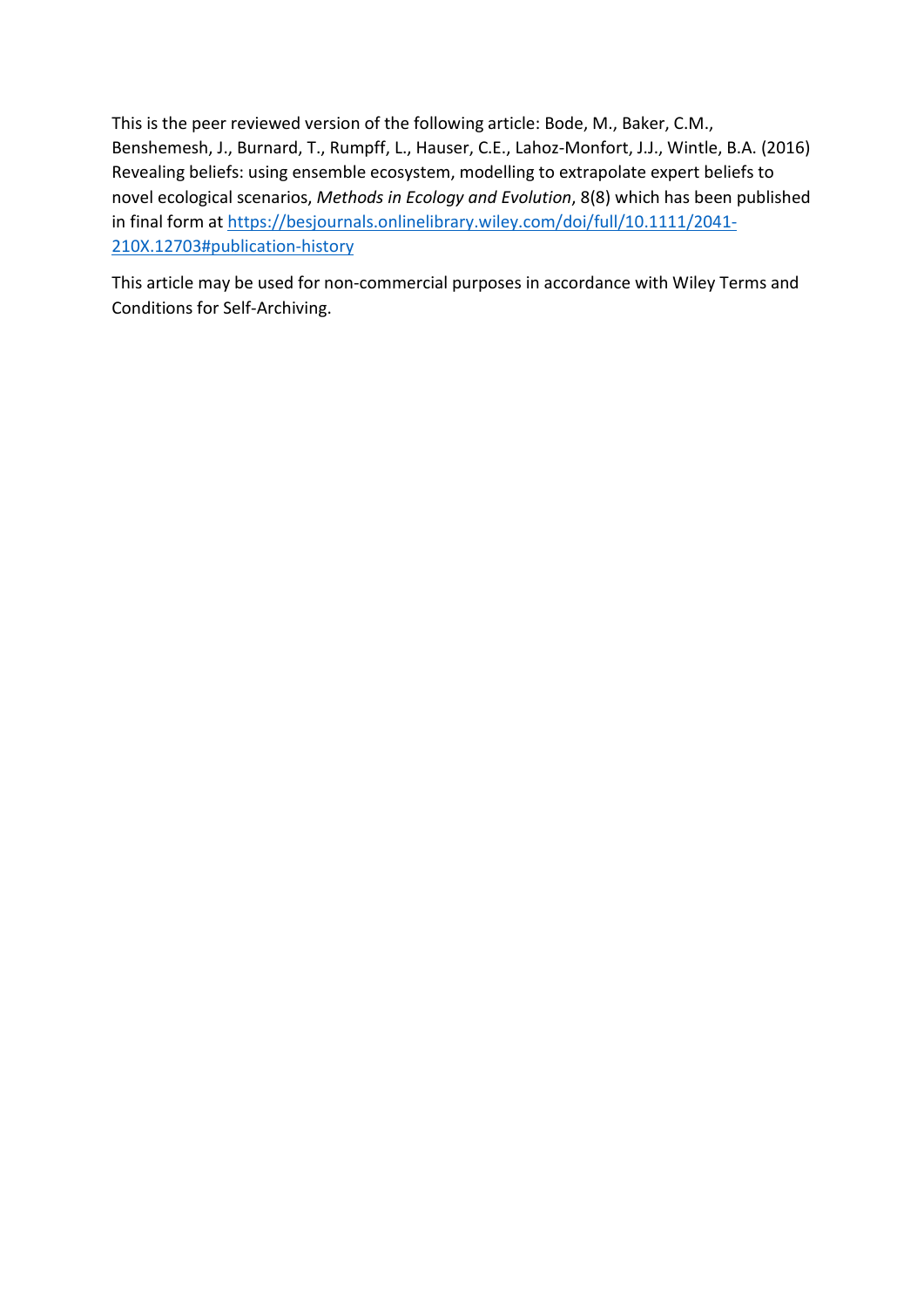This is the peer reviewed version of the following article: Bode, M., Baker, C.M., Benshemesh, J., Burnard, T., Rumpff, L., Hauser, C.E., Lahoz-Monfort, J.J., Wintle, B.A. (2016) Revealing beliefs: using ensemble ecosystem, modelling to extrapolate expert beliefs to novel ecological scenarios, *Methods in Ecology and Evolution*, 8(8) which has been published in final form at [https://besjournals.onlinelibrary.wiley.com/doi/full/10.1111/2041-210X.12703#publication-history](https://besjournals.onlinelibrary.wiley.com/doi/full/10.1111/2041-210X.12703#publication-history)

This article may be used for non-commercial purposes in accordance with Wiley Terms and Conditions for Self-Archiving.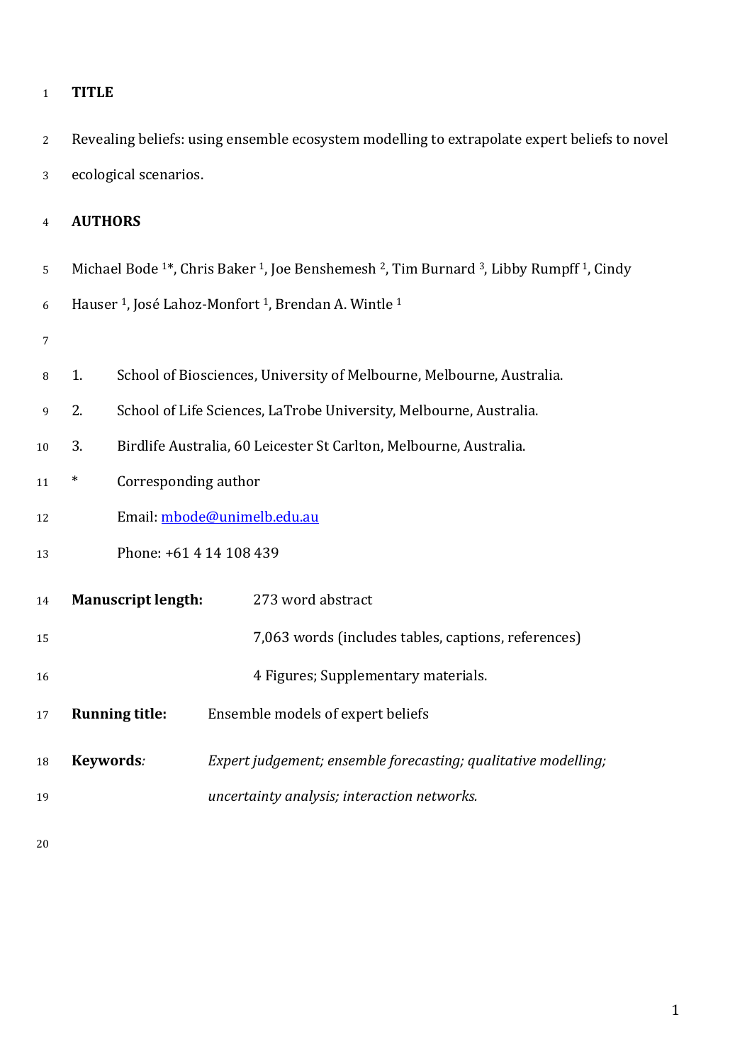**TITLE**

Revealing beliefs: using ensemble ecosystem modelling to extrapolate expert beliefs to novel ecological scenarios.

**AUTHORS**

Michael Bode [1]*, Chris Baker [1], Joe Benshemesh [2], Tim Burnard [3], Libby Rumpff [1], Cindy Hauser [1], José Lahoz-Monfort [1], Brendan A. Wintle [1]

1. School of Biosciences, University of Melbourne, Melbourne, Australia.
2. School of Life Sciences, LaTrobe University, Melbourne, Australia.
3. Birdlife Australia, 60 Leicester St Carlton, Melbourne, Australia.

\* Corresponding author

Email: mbode@unimelb.edu.au

Phone: +61 4 14 108 439

**Manuscript length:** 273 word abstract

7,063 words (includes tables, captions, references)

4 Figures; Supplementary materials.

**Running title:** Ensemble models of expert beliefs

**Keywords**: *Expert judgement; ensemble forecasting; qualitative modelling; uncertainty analysis; interaction networks.*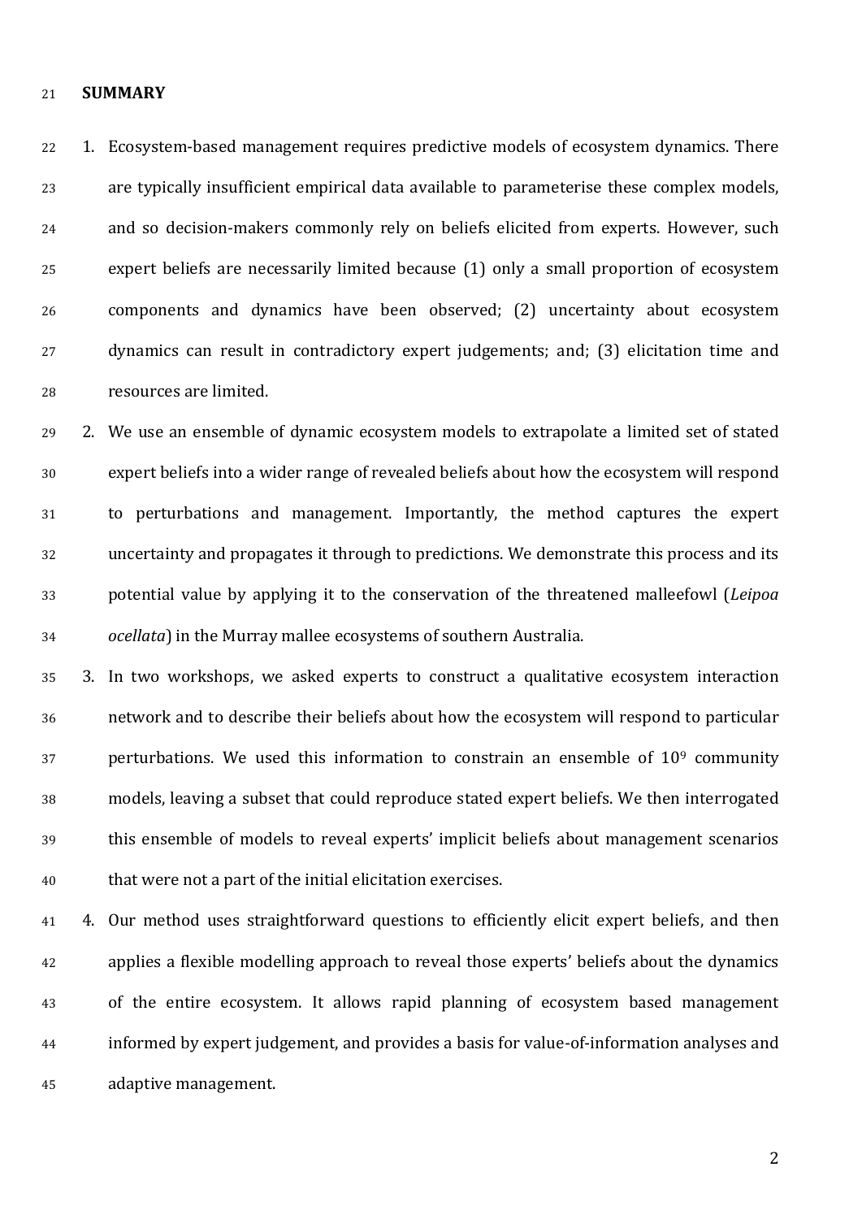## SUMMARY

1. Ecosystem-based management requires predictive models of ecosystem dynamics. There are typically insufficient empirical data available to parameterise these complex models, and so decision-makers commonly rely on beliefs elicited from experts. However, such expert beliefs are necessarily limited because (1) only a small proportion of ecosystem components and dynamics have been observed; (2) uncertainty about ecosystem dynamics can result in contradictory expert judgements; and; (3) elicitation time and resources are limited.
2. We use an ensemble of dynamic ecosystem models to extrapolate a limited set of stated expert beliefs into a wider range of revealed beliefs about how the ecosystem will respond to perturbations and management. Importantly, the method captures the expert uncertainty and propagates it through to predictions. We demonstrate this process and its potential value by applying it to the conservation of the threatened malleefowl (*Leipoa ocellata*) in the Murray mallee ecosystems of southern Australia.
3. In two workshops, we asked experts to construct a qualitative ecosystem interaction network and to describe their beliefs about how the ecosystem will respond to particular perturbations. We used this information to constrain an ensemble of $10^9$ community models, leaving a subset that could reproduce stated expert beliefs. We then interrogated this ensemble of models to reveal experts' implicit beliefs about management scenarios that were not a part of the initial elicitation exercises.
4. Our method uses straightforward questions to efficiently elicit expert beliefs, and then applies a flexible modelling approach to reveal those experts' beliefs about the dynamics of the entire ecosystem. It allows rapid planning of ecosystem based management informed by expert judgement, and provides a basis for value-of-information analyses and adaptive management.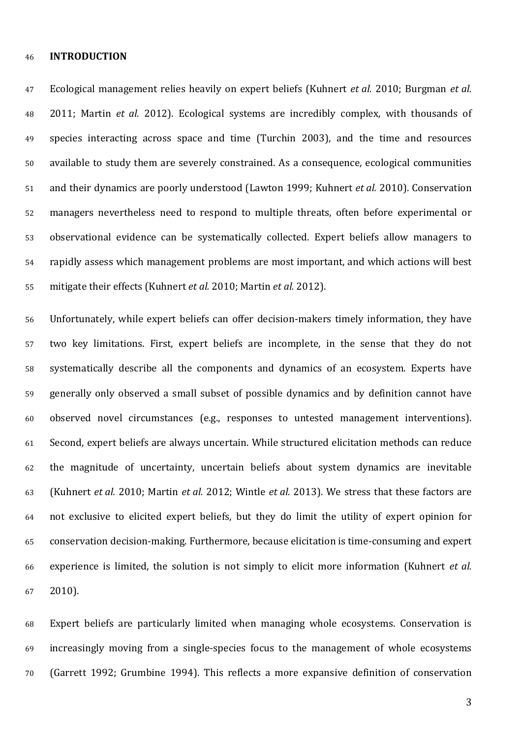## INTRODUCTION

Ecological management relies heavily on expert beliefs (Kuhnert *et al.* 2010; Burgman *et al.* 2011; Martin *et al.* 2012). Ecological systems are incredibly complex, with thousands of species interacting across space and time (Turchin 2003), and the time and resources available to study them are severely constrained. As a consequence, ecological communities and their dynamics are poorly understood (Lawton 1999; Kuhnert *et al.* 2010). Conservation managers nevertheless need to respond to multiple threats, often before experimental or observational evidence can be systematically collected. Expert beliefs allow managers to rapidly assess which management problems are most important, and which actions will best mitigate their effects (Kuhnert *et al.* 2010; Martin *et al.* 2012).

Unfortunately, while expert beliefs can offer decision-makers timely information, they have two key limitations. First, expert beliefs are incomplete, in the sense that they do not systematically describe all the components and dynamics of an ecosystem. Experts have generally only observed a small subset of possible dynamics and by definition cannot have observed novel circumstances (e.g., responses to untested management interventions). Second, expert beliefs are always uncertain. While structured elicitation methods can reduce the magnitude of uncertainty, uncertain beliefs about system dynamics are inevitable (Kuhnert *et al.* 2010; Martin *et al.* 2012; Wintle *et al.* 2013). We stress that these factors are not exclusive to elicited expert beliefs, but they do limit the utility of expert opinion for conservation decision-making. Furthermore, because elicitation is time-consuming and expert experience is limited, the solution is not simply to elicit more information (Kuhnert *et al.* 2010).

Expert beliefs are particularly limited when managing whole ecosystems. Conservation is increasingly moving from a single-species focus to the management of whole ecosystems (Garrett 1992; Grumbine 1994). This reflects a more expansive definition of conservation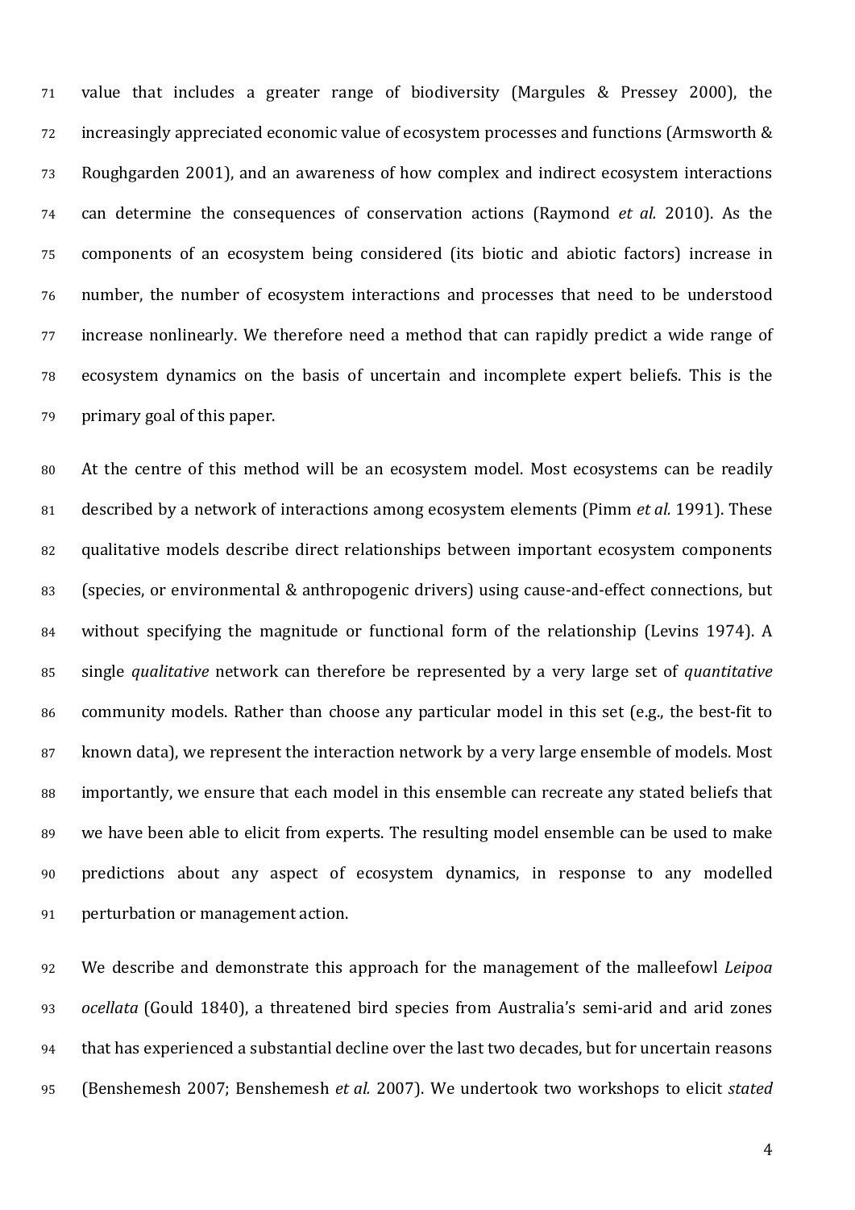value that includes a greater range of biodiversity (Margules & Pressey 2000), the increasingly appreciated economic value of ecosystem processes and functions (Armsworth & Roughgarden 2001), and an awareness of how complex and indirect ecosystem interactions can determine the consequences of conservation actions (Raymond *et al.* 2010). As the components of an ecosystem being considered (its biotic and abiotic factors) increase in number, the number of ecosystem interactions and processes that need to be understood increase nonlinearly. We therefore need a method that can rapidly predict a wide range of ecosystem dynamics on the basis of uncertain and incomplete expert beliefs. This is the primary goal of this paper.

At the centre of this method will be an ecosystem model. Most ecosystems can be readily described by a network of interactions among ecosystem elements (Pimm *et al.* 1991). These qualitative models describe direct relationships between important ecosystem components (species, or environmental & anthropogenic drivers) using cause-and-effect connections, but without specifying the magnitude or functional form of the relationship (Levins 1974). A single *qualitative* network can therefore be represented by a very large set of *quantitative* community models. Rather than choose any particular model in this set (e.g., the best-fit to known data), we represent the interaction network by a very large ensemble of models. Most importantly, we ensure that each model in this ensemble can recreate any stated beliefs that we have been able to elicit from experts. The resulting model ensemble can be used to make predictions about any aspect of ecosystem dynamics, in response to any modelled perturbation or management action.

We describe and demonstrate this approach for the management of the malleefowl *Leipoa ocellata* (Gould 1840), a threatened bird species from Australia's semi-arid and arid zones that has experienced a substantial decline over the last two decades, but for uncertain reasons (Benshemesh 2007; Benshemesh *et al.* 2007). We undertook two workshops to elicit *stated*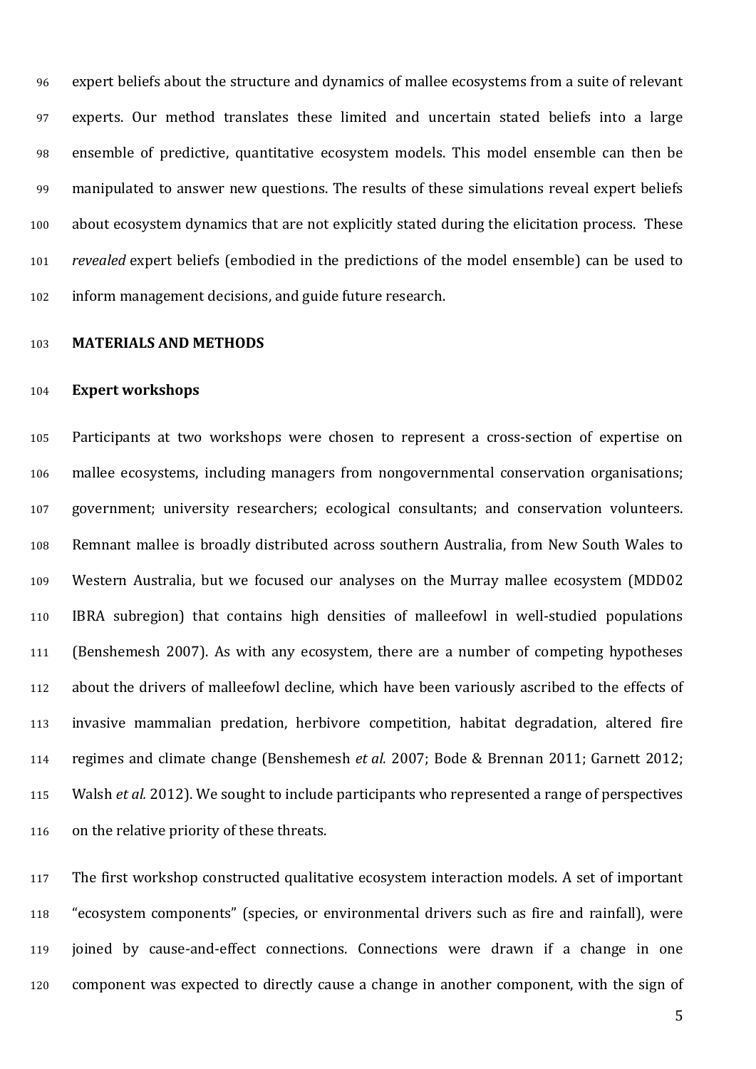expert beliefs about the structure and dynamics of mallee ecosystems from a suite of relevant experts. Our method translates these limited and uncertain stated beliefs into a large ensemble of predictive, quantitative ecosystem models. This model ensemble can then be manipulated to answer new questions. The results of these simulations reveal expert beliefs about ecosystem dynamics that are not explicitly stated during the elicitation process. These *revealed* expert beliefs (embodied in the predictions of the model ensemble) can be used to inform management decisions, and guide future research.

## MATERIALS AND METHODS

### Expert workshops

Participants at two workshops were chosen to represent a cross-section of expertise on mallee ecosystems, including managers from nongovernmental conservation organisations; government; university researchers; ecological consultants; and conservation volunteers. Remnant mallee is broadly distributed across southern Australia, from New South Wales to Western Australia, but we focused our analyses on the Murray mallee ecosystem (MDD02 IBRA subregion) that contains high densities of malleefowl in well-studied populations (Benshemesh 2007). As with any ecosystem, there are a number of competing hypotheses about the drivers of malleefowl decline, which have been variously ascribed to the effects of invasive mammalian predation, herbivore competition, habitat degradation, altered fire regimes and climate change (Benshemesh *et al.* 2007; Bode & Brennan 2011; Garnett 2012; Walsh *et al.* 2012). We sought to include participants who represented a range of perspectives on the relative priority of these threats.

The first workshop constructed qualitative ecosystem interaction models. A set of important "ecosystem components" (species, or environmental drivers such as fire and rainfall), were joined by cause-and-effect connections. Connections were drawn if a change in one component was expected to directly cause a change in another component, with the sign of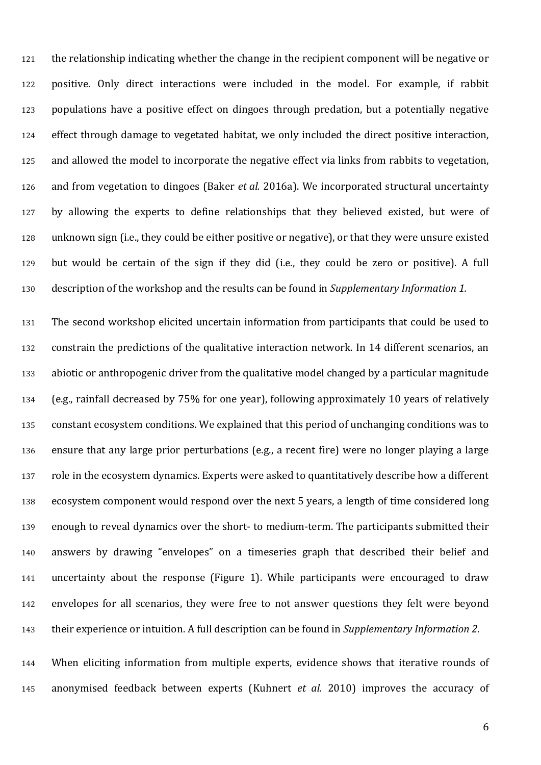the relationship indicating whether the change in the recipient component will be negative or positive. Only direct interactions were included in the model. For example, if rabbit populations have a positive effect on dingoes through predation, but a potentially negative effect through damage to vegetated habitat, we only included the direct positive interaction, and allowed the model to incorporate the negative effect via links from rabbits to vegetation, and from vegetation to dingoes (Baker *et al.* 2016a). We incorporated structural uncertainty by allowing the experts to define relationships that they believed existed, but were of unknown sign (i.e., they could be either positive or negative), or that they were unsure existed but would be certain of the sign if they did (i.e., they could be zero or positive). A full description of the workshop and the results can be found in *Supplementary Information 1.*

The second workshop elicited uncertain information from participants that could be used to constrain the predictions of the qualitative interaction network. In 14 different scenarios, an abiotic or anthropogenic driver from the qualitative model changed by a particular magnitude (e.g., rainfall decreased by 75% for one year), following approximately 10 years of relatively constant ecosystem conditions. We explained that this period of unchanging conditions was to ensure that any large prior perturbations (e.g., a recent fire) were no longer playing a large role in the ecosystem dynamics. Experts were asked to quantitatively describe how a different ecosystem component would respond over the next 5 years, a length of time considered long enough to reveal dynamics over the short- to medium-term. The participants submitted their answers by drawing "envelopes" on a timeseries graph that described their belief and uncertainty about the response (Figure 1). While participants were encouraged to draw envelopes for all scenarios, they were free to not answer questions they felt were beyond their experience or intuition. A full description can be found in *Supplementary Information 2*.

When eliciting information from multiple experts, evidence shows that iterative rounds of anonymised feedback between experts (Kuhnert *et al.* 2010) improves the accuracy of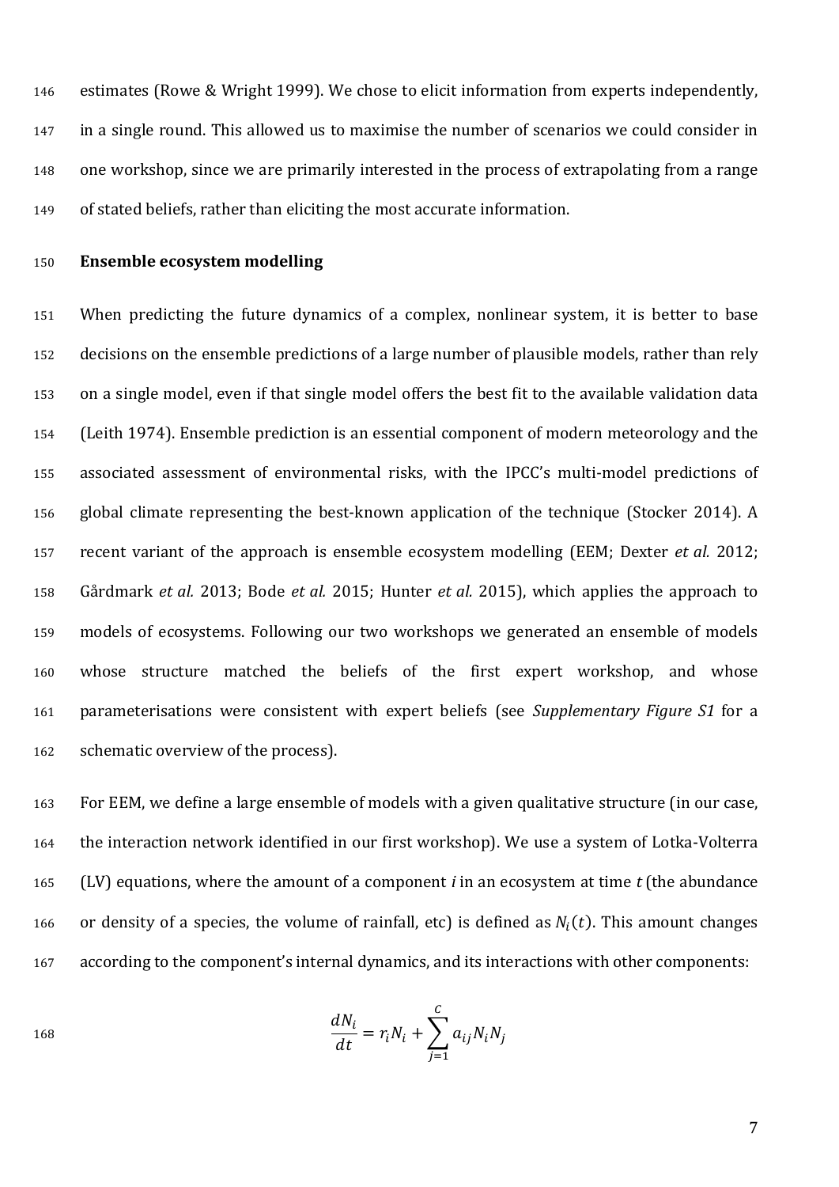estimates (Rowe & Wright 1999). We chose to elicit information from experts independently, in a single round. This allowed us to maximise the number of scenarios we could consider in one workshop, since we are primarily interested in the process of extrapolating from a range of stated beliefs, rather than eliciting the most accurate information.

**Ensemble ecosystem modelling**

When predicting the future dynamics of a complex, nonlinear system, it is better to base decisions on the ensemble predictions of a large number of plausible models, rather than rely on a single model, even if that single model offers the best fit to the available validation data (Leith 1974). Ensemble prediction is an essential component of modern meteorology and the associated assessment of environmental risks, with the IPCC's multi-model predictions of global climate representing the best-known application of the technique (Stocker 2014). A recent variant of the approach is ensemble ecosystem modelling (EEM; Dexter *et al.* 2012; Gårdmark *et al.* 2013; Bode *et al.* 2015; Hunter *et al.* 2015), which applies the approach to models of ecosystems. Following our two workshops we generated an ensemble of models whose structure matched the beliefs of the first expert workshop, and whose parameterisations were consistent with expert beliefs (see *Supplementary Figure S1* for a schematic overview of the process).

For EEM, we define a large ensemble of models with a given qualitative structure (in our case, the interaction network identified in our first workshop). We use a system of Lotka-Volterra (LV) equations, where the amount of a component $i$ in an ecosystem at time $t$ (the abundance or density of a species, the volume of rainfall, etc) is defined as $N_i(t)$. This amount changes according to the component's internal dynamics, and its interactions with other components:

$$\frac{dN_i}{dt} = r_i N_i + \sum_{j=1}^{C} a_{ij} N_i N_j$$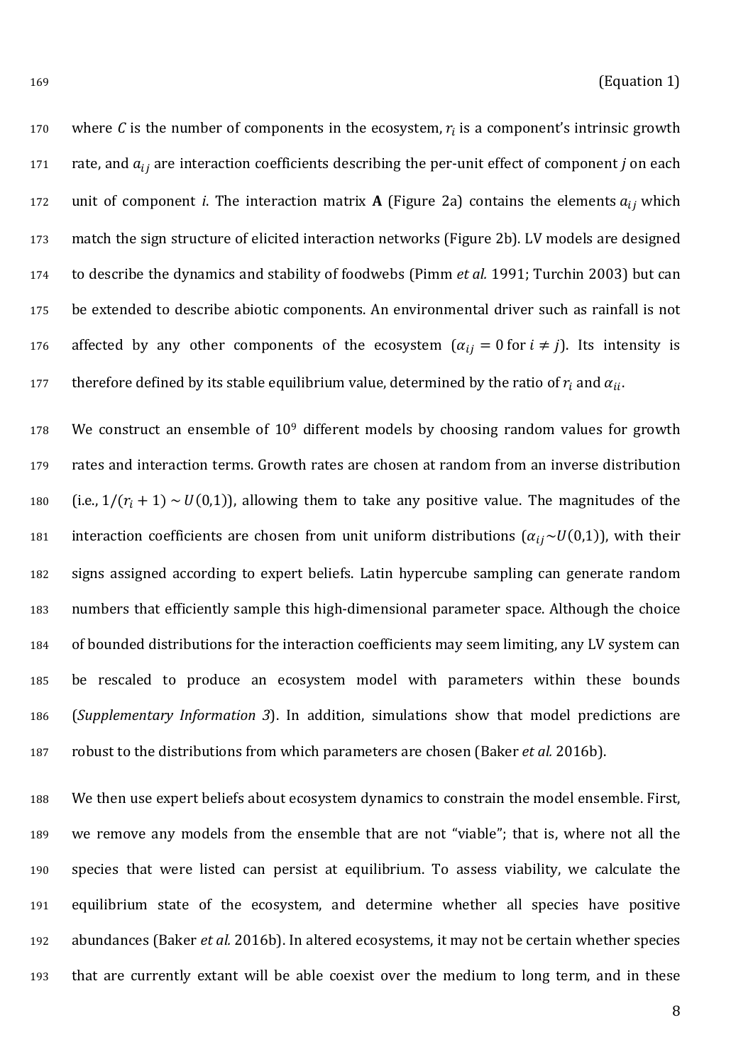(Equation 1)

where $C$ is the number of components in the ecosystem, $r_i$ is a component's intrinsic growth rate, and $a_{ij}$ are interaction coefficients describing the per-unit effect of component *j* on each unit of component *i*. The interaction matrix **A** (Figure 2a) contains the elements $a_{ij}$ which match the sign structure of elicited interaction networks (Figure 2b). LV models are designed to describe the dynamics and stability of foodwebs (Pimm *et al.* 1991; Turchin 2003) but can be extended to describe abiotic components. An environmental driver such as rainfall is not affected by any other components of the ecosystem ($\alpha_{ij} = 0$ for $i \neq j$). Its intensity is therefore defined by its stable equilibrium value, determined by the ratio of $r_i$ and $\alpha_{ii}$.

We construct an ensemble of $10^9$ different models by choosing random values for growth rates and interaction terms. Growth rates are chosen at random from an inverse distribution (i.e., $1/(r_i + 1) \sim U(0,1)$), allowing them to take any positive value. The magnitudes of the interaction coefficients are chosen from unit uniform distributions ($\alpha_{ij} \sim U(0,1)$), with their signs assigned according to expert beliefs. Latin hypercube sampling can generate random numbers that efficiently sample this high-dimensional parameter space. Although the choice of bounded distributions for the interaction coefficients may seem limiting, any LV system can be rescaled to produce an ecosystem model with parameters within these bounds (*Supplementary Information 3*). In addition, simulations show that model predictions are robust to the distributions from which parameters are chosen (Baker *et al.* 2016b).

We then use expert beliefs about ecosystem dynamics to constrain the model ensemble. First, we remove any models from the ensemble that are not "viable"; that is, where not all the species that were listed can persist at equilibrium. To assess viability, we calculate the equilibrium state of the ecosystem, and determine whether all species have positive abundances (Baker *et al.* 2016b). In altered ecosystems, it may not be certain whether species that are currently extant will be able coexist over the medium to long term, and in these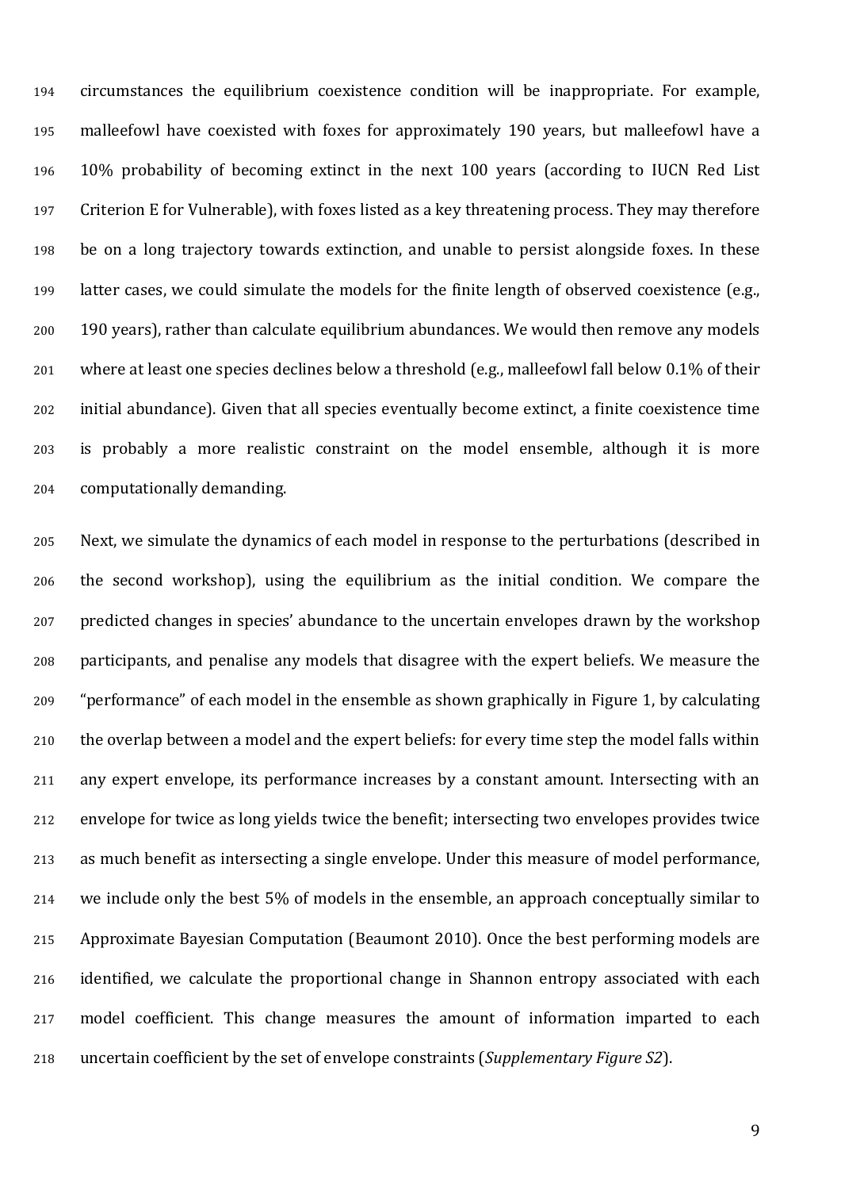circumstances the equilibrium coexistence condition will be inappropriate. For example, malleefowl have coexisted with foxes for approximately 190 years, but malleefowl have a 10% probability of becoming extinct in the next 100 years (according to IUCN Red List Criterion E for Vulnerable), with foxes listed as a key threatening process. They may therefore be on a long trajectory towards extinction, and unable to persist alongside foxes. In these latter cases, we could simulate the models for the finite length of observed coexistence (e.g., 190 years), rather than calculate equilibrium abundances. We would then remove any models where at least one species declines below a threshold (e.g., malleefowl fall below 0.1% of their initial abundance). Given that all species eventually become extinct, a finite coexistence time is probably a more realistic constraint on the model ensemble, although it is more computationally demanding.

Next, we simulate the dynamics of each model in response to the perturbations (described in the second workshop), using the equilibrium as the initial condition. We compare the predicted changes in species' abundance to the uncertain envelopes drawn by the workshop participants, and penalise any models that disagree with the expert beliefs. We measure the "performance" of each model in the ensemble as shown graphically in Figure 1, by calculating the overlap between a model and the expert beliefs: for every time step the model falls within any expert envelope, its performance increases by a constant amount. Intersecting with an envelope for twice as long yields twice the benefit; intersecting two envelopes provides twice as much benefit as intersecting a single envelope. Under this measure of model performance, we include only the best 5% of models in the ensemble, an approach conceptually similar to Approximate Bayesian Computation (Beaumont 2010). Once the best performing models are identified, we calculate the proportional change in Shannon entropy associated with each model coefficient. This change measures the amount of information imparted to each uncertain coefficient by the set of envelope constraints (*Supplementary Figure S2*).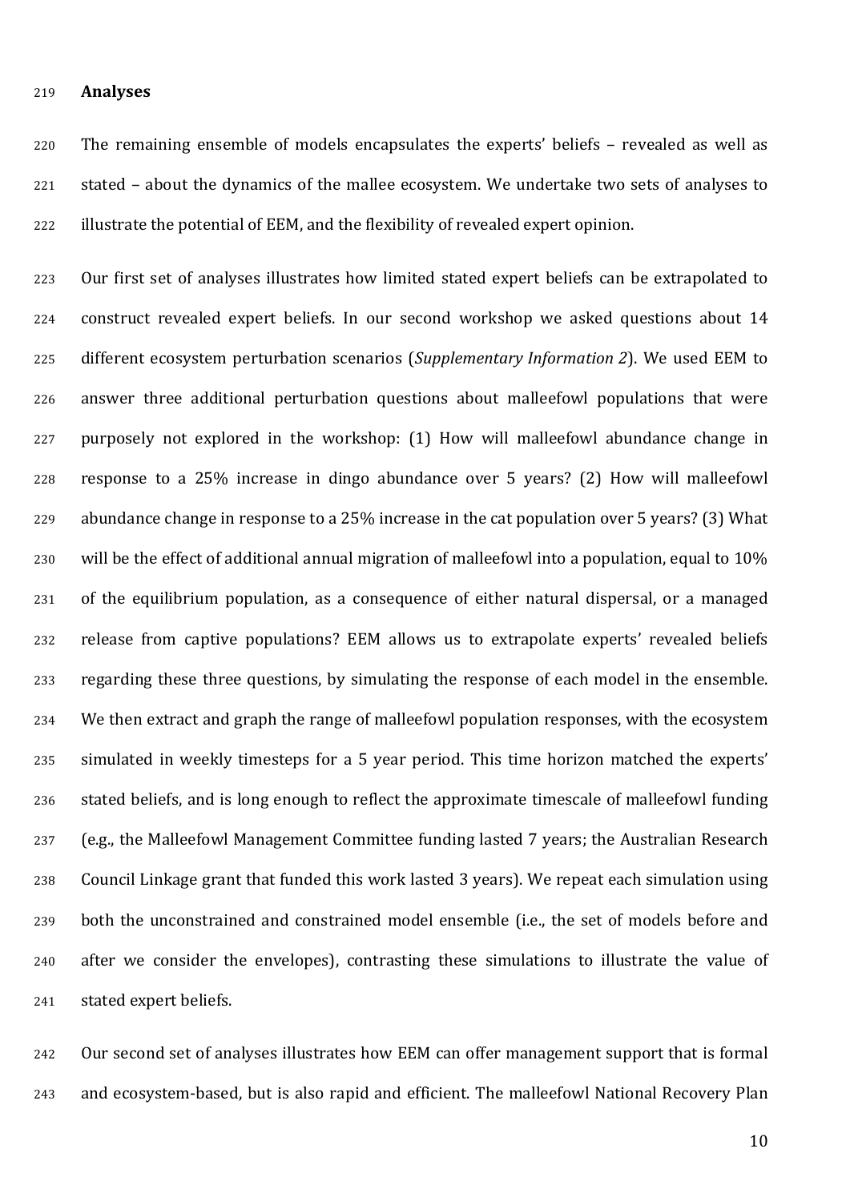**Analyses**

The remaining ensemble of models encapsulates the experts' beliefs – revealed as well as stated – about the dynamics of the mallee ecosystem. We undertake two sets of analyses to illustrate the potential of EEM, and the flexibility of revealed expert opinion.

Our first set of analyses illustrates how limited stated expert beliefs can be extrapolated to construct revealed expert beliefs. In our second workshop we asked questions about 14 different ecosystem perturbation scenarios (*Supplementary Information 2*). We used EEM to answer three additional perturbation questions about malleefowl populations that were purposely not explored in the workshop: (1) How will malleefowl abundance change in response to a 25% increase in dingo abundance over 5 years? (2) How will malleefowl abundance change in response to a 25% increase in the cat population over 5 years? (3) What will be the effect of additional annual migration of malleefowl into a population, equal to 10% of the equilibrium population, as a consequence of either natural dispersal, or a managed release from captive populations? EEM allows us to extrapolate experts' revealed beliefs regarding these three questions, by simulating the response of each model in the ensemble. We then extract and graph the range of malleefowl population responses, with the ecosystem simulated in weekly timesteps for a 5 year period. This time horizon matched the experts' stated beliefs, and is long enough to reflect the approximate timescale of malleefowl funding (e.g., the Malleefowl Management Committee funding lasted 7 years; the Australian Research Council Linkage grant that funded this work lasted 3 years). We repeat each simulation using both the unconstrained and constrained model ensemble (i.e., the set of models before and after we consider the envelopes), contrasting these simulations to illustrate the value of stated expert beliefs.

Our second set of analyses illustrates how EEM can offer management support that is formal and ecosystem-based, but is also rapid and efficient. The malleefowl National Recovery Plan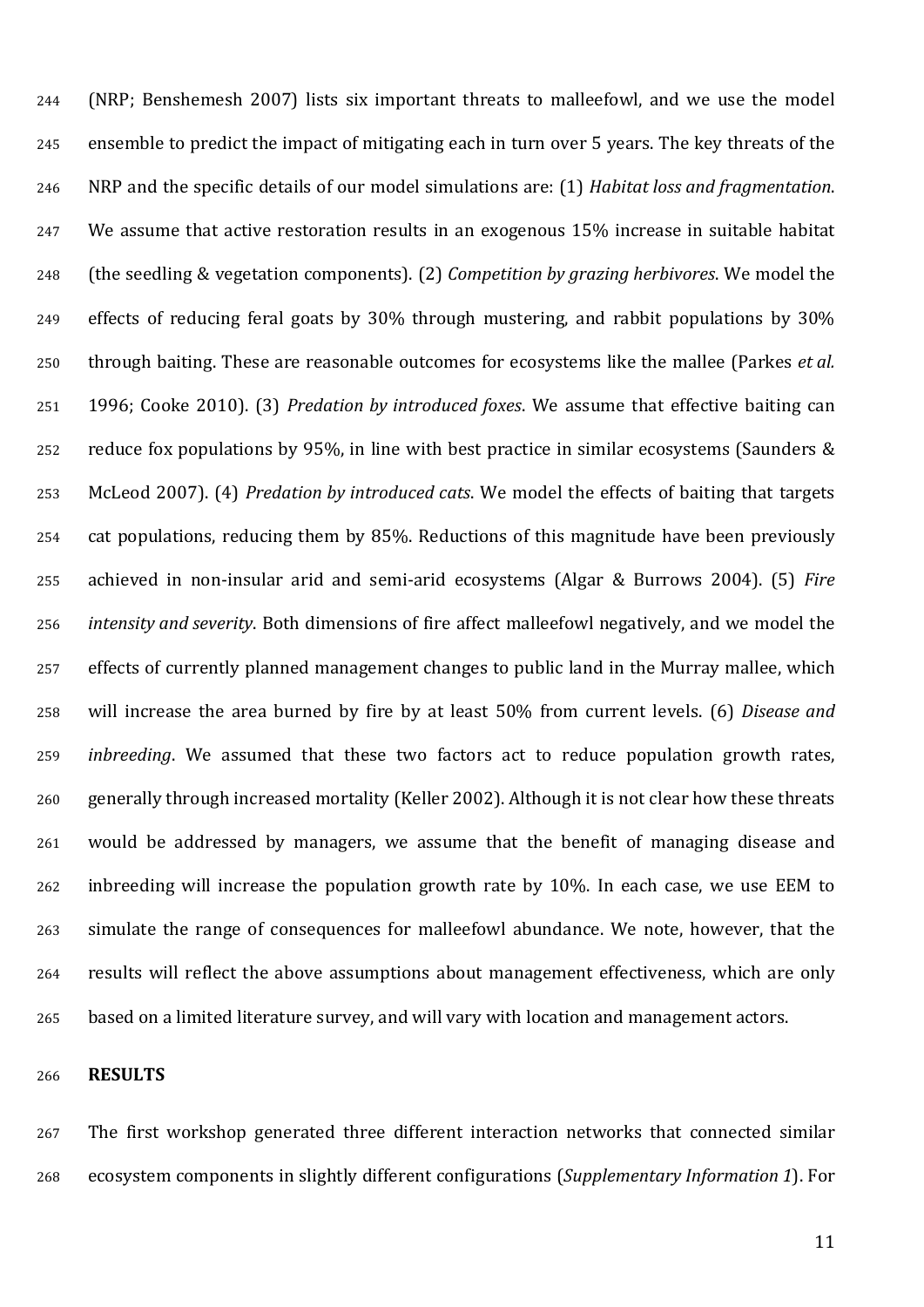(NRP; Benshemesh 2007) lists six important threats to malleefowl, and we use the model ensemble to predict the impact of mitigating each in turn over 5 years. The key threats of the NRP and the specific details of our model simulations are: (1) *Habitat loss and fragmentation*. We assume that active restoration results in an exogenous 15% increase in suitable habitat (the seedling & vegetation components). (2) *Competition by grazing herbivores*. We model the effects of reducing feral goats by 30% through mustering, and rabbit populations by 30% through baiting. These are reasonable outcomes for ecosystems like the mallee (Parkes *et al.* 1996; Cooke 2010). (3) *Predation by introduced foxes*. We assume that effective baiting can reduce fox populations by 95%, in line with best practice in similar ecosystems (Saunders & McLeod 2007). (4) *Predation by introduced cats*. We model the effects of baiting that targets cat populations, reducing them by 85%. Reductions of this magnitude have been previously achieved in non-insular arid and semi-arid ecosystems (Algar & Burrows 2004). (5) *Fire intensity and severity*. Both dimensions of fire affect malleefowl negatively, and we model the effects of currently planned management changes to public land in the Murray mallee, which will increase the area burned by fire by at least 50% from current levels. (6) *Disease and inbreeding*. We assumed that these two factors act to reduce population growth rates, generally through increased mortality (Keller 2002). Although it is not clear how these threats would be addressed by managers, we assume that the benefit of managing disease and inbreeding will increase the population growth rate by 10%. In each case, we use EEM to simulate the range of consequences for malleefowl abundance. We note, however, that the results will reflect the above assumptions about management effectiveness, which are only based on a limited literature survey, and will vary with location and management actors.

## RESULTS

The first workshop generated three different interaction networks that connected similar ecosystem components in slightly different configurations (*Supplementary Information 1*). For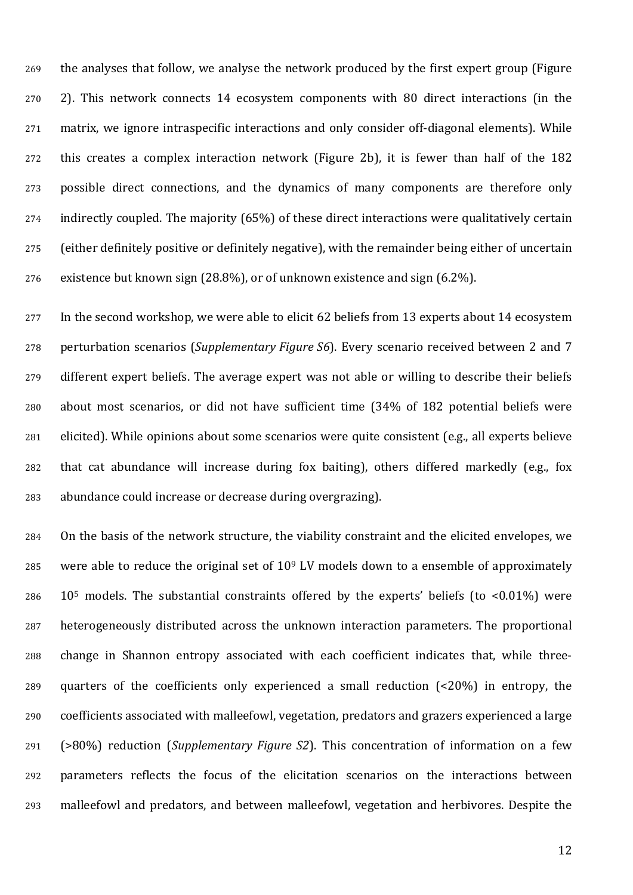the analyses that follow, we analyse the network produced by the first expert group (Figure 2). This network connects 14 ecosystem components with 80 direct interactions (in the matrix, we ignore intraspecific interactions and only consider off-diagonal elements). While this creates a complex interaction network (Figure 2b), it is fewer than half of the 182 possible direct connections, and the dynamics of many components are therefore only indirectly coupled. The majority (65%) of these direct interactions were qualitatively certain (either definitely positive or definitely negative), with the remainder being either of uncertain existence but known sign (28.8%), or of unknown existence and sign (6.2%).

In the second workshop, we were able to elicit 62 beliefs from 13 experts about 14 ecosystem perturbation scenarios (*Supplementary Figure S6*). Every scenario received between 2 and 7 different expert beliefs. The average expert was not able or willing to describe their beliefs about most scenarios, or did not have sufficient time (34% of 182 potential beliefs were elicited). While opinions about some scenarios were quite consistent (e.g., all experts believe that cat abundance will increase during fox baiting), others differed markedly (e.g., fox abundance could increase or decrease during overgrazing).

On the basis of the network structure, the viability constraint and the elicited envelopes, we were able to reduce the original set of $10^9$ LV models down to a ensemble of approximately $10^5$ models. The substantial constraints offered by the experts' beliefs (to <0.01%) were heterogeneously distributed across the unknown interaction parameters. The proportional change in Shannon entropy associated with each coefficient indicates that, while three-quarters of the coefficients only experienced a small reduction (<20%) in entropy, the coefficients associated with malleefowl, vegetation, predators and grazers experienced a large (>80%) reduction (*Supplementary Figure S2*). This concentration of information on a few parameters reflects the focus of the elicitation scenarios on the interactions between malleefowl and predators, and between malleefowl, vegetation and herbivores. Despite the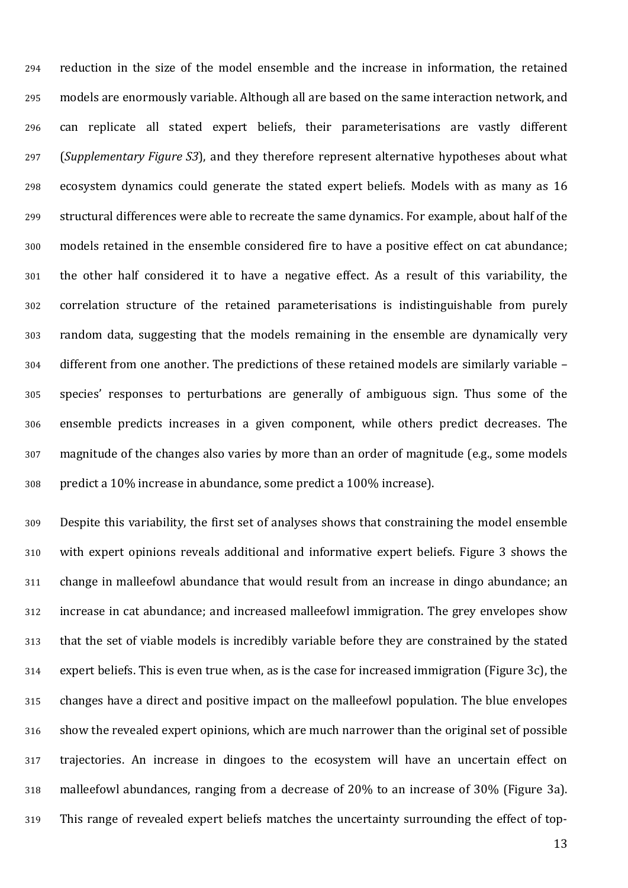reduction in the size of the model ensemble and the increase in information, the retained models are enormously variable. Although all are based on the same interaction network, and can replicate all stated expert beliefs, their parameterisations are vastly different (*Supplementary Figure S3*), and they therefore represent alternative hypotheses about what ecosystem dynamics could generate the stated expert beliefs. Models with as many as 16 structural differences were able to recreate the same dynamics. For example, about half of the models retained in the ensemble considered fire to have a positive effect on cat abundance; the other half considered it to have a negative effect. As a result of this variability, the correlation structure of the retained parameterisations is indistinguishable from purely random data, suggesting that the models remaining in the ensemble are dynamically very different from one another. The predictions of these retained models are similarly variable – species' responses to perturbations are generally of ambiguous sign. Thus some of the ensemble predicts increases in a given component, while others predict decreases. The magnitude of the changes also varies by more than an order of magnitude (e.g., some models predict a 10% increase in abundance, some predict a 100% increase).

Despite this variability, the first set of analyses shows that constraining the model ensemble with expert opinions reveals additional and informative expert beliefs. Figure 3 shows the change in malleefowl abundance that would result from an increase in dingo abundance; an increase in cat abundance; and increased malleefowl immigration. The grey envelopes show that the set of viable models is incredibly variable before they are constrained by the stated expert beliefs. This is even true when, as is the case for increased immigration (Figure 3c), the changes have a direct and positive impact on the malleefowl population. The blue envelopes show the revealed expert opinions, which are much narrower than the original set of possible trajectories. An increase in dingoes to the ecosystem will have an uncertain effect on malleefowl abundances, ranging from a decrease of 20% to an increase of 30% (Figure 3a). This range of revealed expert beliefs matches the uncertainty surrounding the effect of top-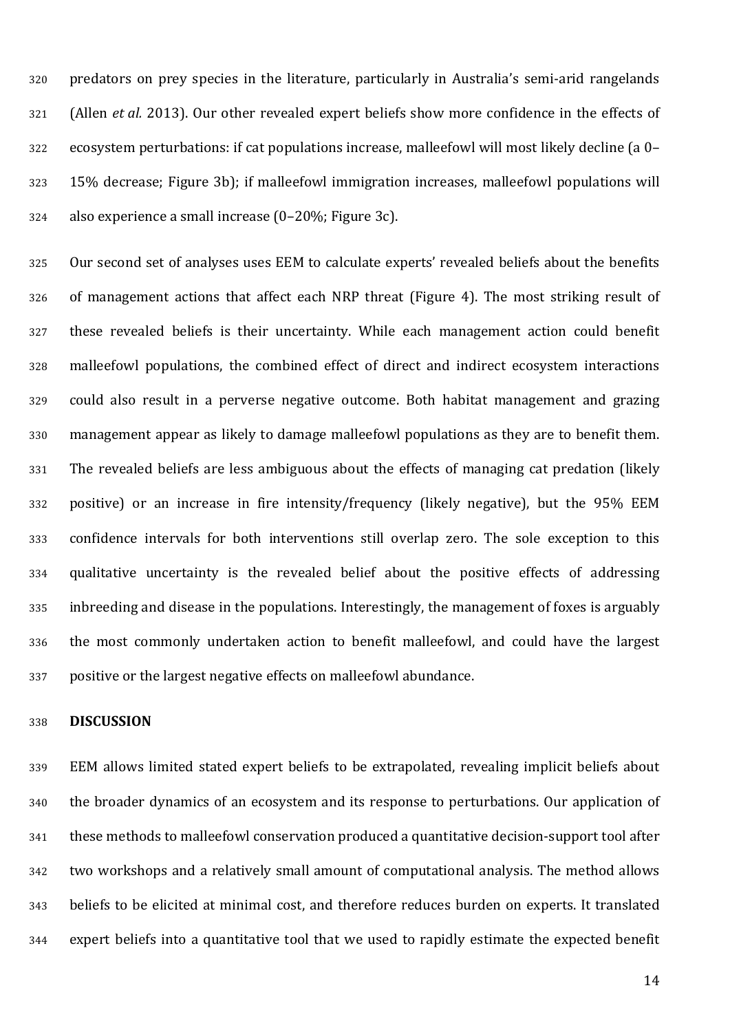predators on prey species in the literature, particularly in Australia's semi-arid rangelands (Allen *et al.* 2013). Our other revealed expert beliefs show more confidence in the effects of ecosystem perturbations: if cat populations increase, malleefowl will most likely decline (a 0–15% decrease; Figure 3b); if malleefowl immigration increases, malleefowl populations will also experience a small increase (0–20%; Figure 3c).

Our second set of analyses uses EEM to calculate experts' revealed beliefs about the benefits of management actions that affect each NRP threat (Figure 4). The most striking result of these revealed beliefs is their uncertainty. While each management action could benefit malleefowl populations, the combined effect of direct and indirect ecosystem interactions could also result in a perverse negative outcome. Both habitat management and grazing management appear as likely to damage malleefowl populations as they are to benefit them. The revealed beliefs are less ambiguous about the effects of managing cat predation (likely positive) or an increase in fire intensity/frequency (likely negative), but the 95% EEM confidence intervals for both interventions still overlap zero. The sole exception to this qualitative uncertainty is the revealed belief about the positive effects of addressing inbreeding and disease in the populations. Interestingly, the management of foxes is arguably the most commonly undertaken action to benefit malleefowl, and could have the largest positive or the largest negative effects on malleefowl abundance.

## DISCUSSION

EEM allows limited stated expert beliefs to be extrapolated, revealing implicit beliefs about the broader dynamics of an ecosystem and its response to perturbations. Our application of these methods to malleefowl conservation produced a quantitative decision-support tool after two workshops and a relatively small amount of computational analysis. The method allows beliefs to be elicited at minimal cost, and therefore reduces burden on experts. It translated expert beliefs into a quantitative tool that we used to rapidly estimate the expected benefit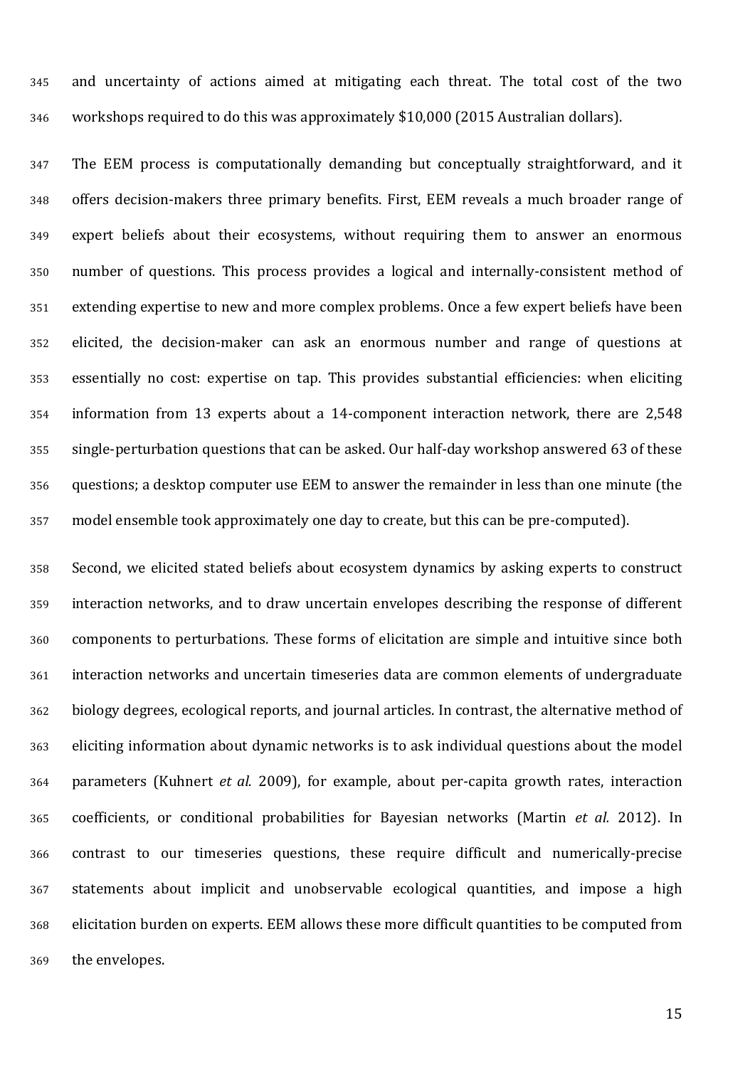and uncertainty of actions aimed at mitigating each threat. The total cost of the two workshops required to do this was approximately $10,000 (2015 Australian dollars).

The EEM process is computationally demanding but conceptually straightforward, and it offers decision-makers three primary benefits. First, EEM reveals a much broader range of expert beliefs about their ecosystems, without requiring them to answer an enormous number of questions. This process provides a logical and internally-consistent method of extending expertise to new and more complex problems. Once a few expert beliefs have been elicited, the decision-maker can ask an enormous number and range of questions at essentially no cost: expertise on tap. This provides substantial efficiencies: when eliciting information from 13 experts about a 14-component interaction network, there are 2,548 single-perturbation questions that can be asked. Our half-day workshop answered 63 of these questions; a desktop computer use EEM to answer the remainder in less than one minute (the model ensemble took approximately one day to create, but this can be pre-computed).

Second, we elicited stated beliefs about ecosystem dynamics by asking experts to construct interaction networks, and to draw uncertain envelopes describing the response of different components to perturbations. These forms of elicitation are simple and intuitive since both interaction networks and uncertain timeseries data are common elements of undergraduate biology degrees, ecological reports, and journal articles. In contrast, the alternative method of eliciting information about dynamic networks is to ask individual questions about the model parameters (Kuhnert *et al.* 2009), for example, about per-capita growth rates, interaction coefficients, or conditional probabilities for Bayesian networks (Martin *et al.* 2012). In contrast to our timeseries questions, these require difficult and numerically-precise statements about implicit and unobservable ecological quantities, and impose a high elicitation burden on experts. EEM allows these more difficult quantities to be computed from the envelopes.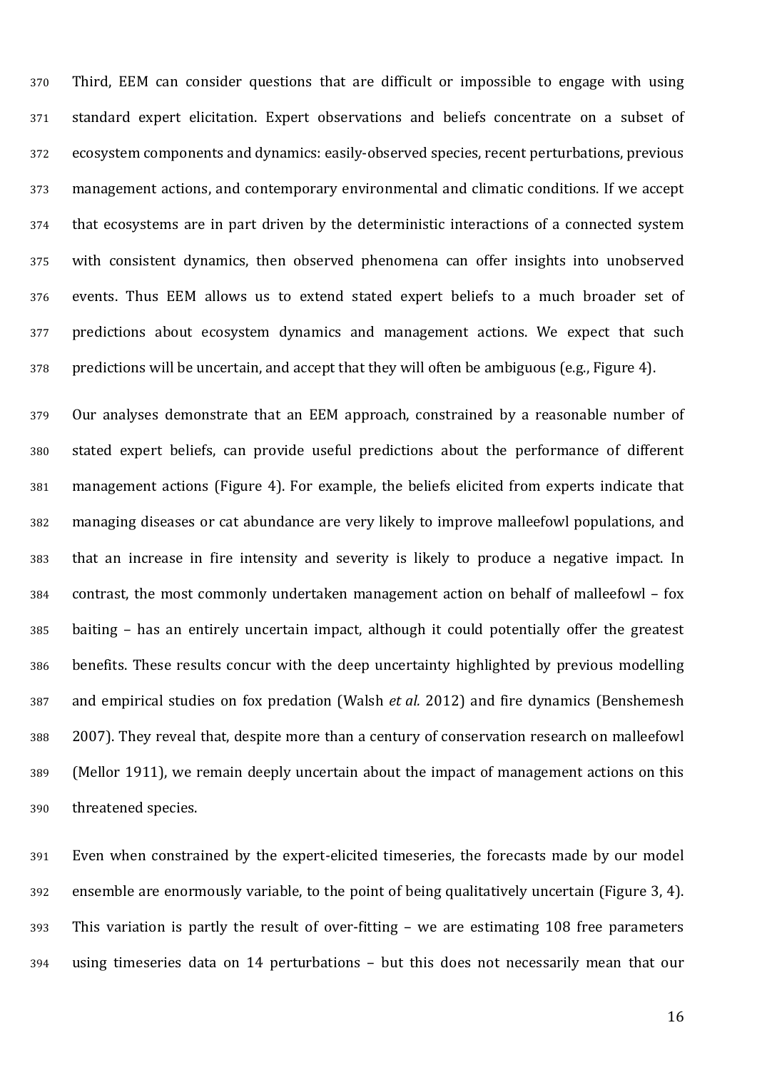Third, EEM can consider questions that are difficult or impossible to engage with using standard expert elicitation. Expert observations and beliefs concentrate on a subset of ecosystem components and dynamics: easily-observed species, recent perturbations, previous management actions, and contemporary environmental and climatic conditions. If we accept that ecosystems are in part driven by the deterministic interactions of a connected system with consistent dynamics, then observed phenomena can offer insights into unobserved events. Thus EEM allows us to extend stated expert beliefs to a much broader set of predictions about ecosystem dynamics and management actions. We expect that such predictions will be uncertain, and accept that they will often be ambiguous (e.g., Figure 4).

Our analyses demonstrate that an EEM approach, constrained by a reasonable number of stated expert beliefs, can provide useful predictions about the performance of different management actions (Figure 4). For example, the beliefs elicited from experts indicate that managing diseases or cat abundance are very likely to improve malleefowl populations, and that an increase in fire intensity and severity is likely to produce a negative impact. In contrast, the most commonly undertaken management action on behalf of malleefowl – fox baiting – has an entirely uncertain impact, although it could potentially offer the greatest benefits. These results concur with the deep uncertainty highlighted by previous modelling and empirical studies on fox predation (Walsh *et al.* 2012) and fire dynamics (Benshemesh 2007). They reveal that, despite more than a century of conservation research on malleefowl (Mellor 1911), we remain deeply uncertain about the impact of management actions on this threatened species.

Even when constrained by the expert-elicited timeseries, the forecasts made by our model ensemble are enormously variable, to the point of being qualitatively uncertain (Figure 3, 4). This variation is partly the result of over-fitting – we are estimating 108 free parameters using timeseries data on 14 perturbations – but this does not necessarily mean that our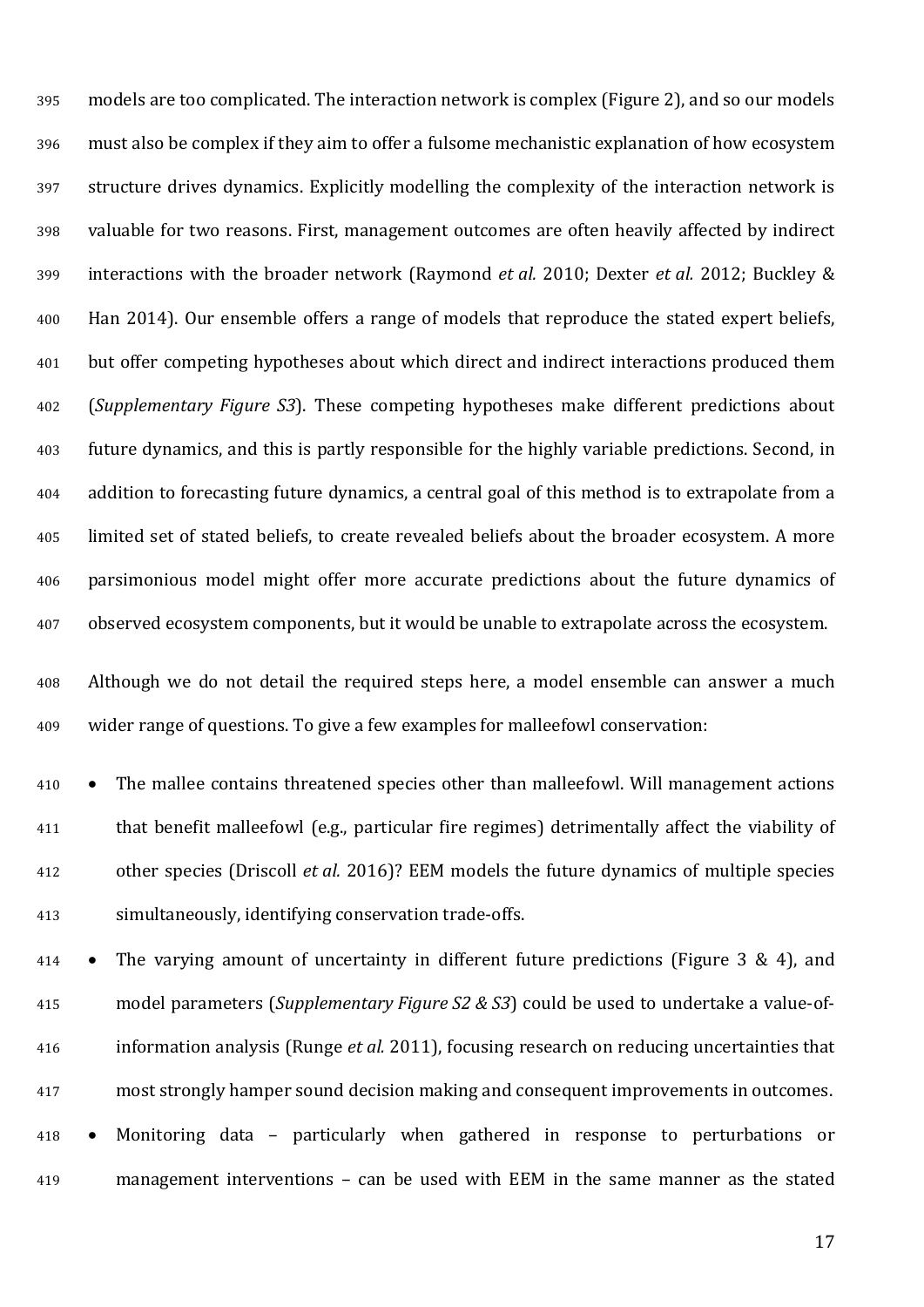models are too complicated. The interaction network is complex (Figure 2), and so our models must also be complex if they aim to offer a fulsome mechanistic explanation of how ecosystem structure drives dynamics. Explicitly modelling the complexity of the interaction network is valuable for two reasons. First, management outcomes are often heavily affected by indirect interactions with the broader network (Raymond *et al.* 2010; Dexter *et al.* 2012; Buckley & Han 2014). Our ensemble offers a range of models that reproduce the stated expert beliefs, but offer competing hypotheses about which direct and indirect interactions produced them (*Supplementary Figure S3*). These competing hypotheses make different predictions about future dynamics, and this is partly responsible for the highly variable predictions. Second, in addition to forecasting future dynamics, a central goal of this method is to extrapolate from a limited set of stated beliefs, to create revealed beliefs about the broader ecosystem. A more parsimonious model might offer more accurate predictions about the future dynamics of observed ecosystem components, but it would be unable to extrapolate across the ecosystem.

Although we do not detail the required steps here, a model ensemble can answer a much wider range of questions. To give a few examples for malleefowl conservation:

- The mallee contains threatened species other than malleefowl. Will management actions that benefit malleefowl (e.g., particular fire regimes) detrimentally affect the viability of other species (Driscoll *et al.* 2016)? EEM models the future dynamics of multiple species simultaneously, identifying conservation trade-offs.
- The varying amount of uncertainty in different future predictions (Figure 3 & 4), and model parameters (*Supplementary Figure S2 & S3*) could be used to undertake a value-of-information analysis (Runge *et al.* 2011), focusing research on reducing uncertainties that most strongly hamper sound decision making and consequent improvements in outcomes.
- Monitoring data – particularly when gathered in response to perturbations or management interventions – can be used with EEM in the same manner as the stated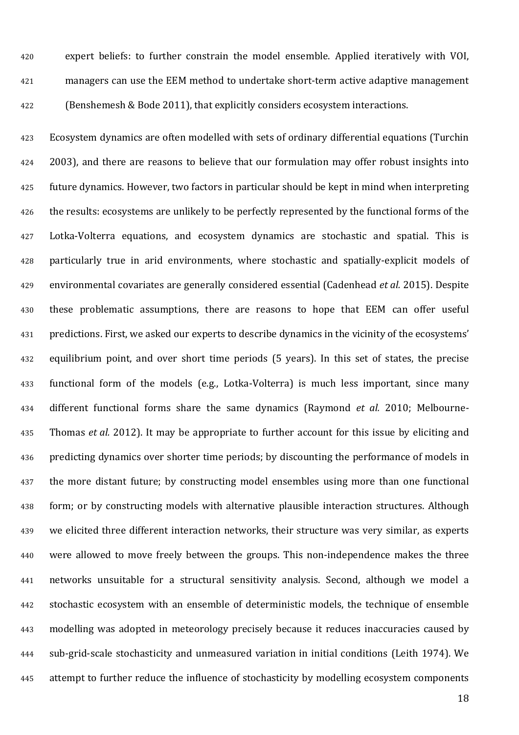expert beliefs: to further constrain the model ensemble. Applied iteratively with VOI, managers can use the EEM method to undertake short-term active adaptive management (Benshemesh & Bode 2011), that explicitly considers ecosystem interactions.

Ecosystem dynamics are often modelled with sets of ordinary differential equations (Turchin 2003), and there are reasons to believe that our formulation may offer robust insights into future dynamics. However, two factors in particular should be kept in mind when interpreting the results: ecosystems are unlikely to be perfectly represented by the functional forms of the Lotka-Volterra equations, and ecosystem dynamics are stochastic and spatial. This is particularly true in arid environments, where stochastic and spatially-explicit models of environmental covariates are generally considered essential (Cadenhead *et al.* 2015). Despite these problematic assumptions, there are reasons to hope that EEM can offer useful predictions. First, we asked our experts to describe dynamics in the vicinity of the ecosystems' equilibrium point, and over short time periods (5 years). In this set of states, the precise functional form of the models (e.g., Lotka-Volterra) is much less important, since many different functional forms share the same dynamics (Raymond *et al.* 2010; Melbourne-Thomas *et al.* 2012). It may be appropriate to further account for this issue by eliciting and predicting dynamics over shorter time periods; by discounting the performance of models in the more distant future; by constructing model ensembles using more than one functional form; or by constructing models with alternative plausible interaction structures. Although we elicited three different interaction networks, their structure was very similar, as experts were allowed to move freely between the groups. This non-independence makes the three networks unsuitable for a structural sensitivity analysis. Second, although we model a stochastic ecosystem with an ensemble of deterministic models, the technique of ensemble modelling was adopted in meteorology precisely because it reduces inaccuracies caused by sub-grid-scale stochasticity and unmeasured variation in initial conditions (Leith 1974). We attempt to further reduce the influence of stochasticity by modelling ecosystem components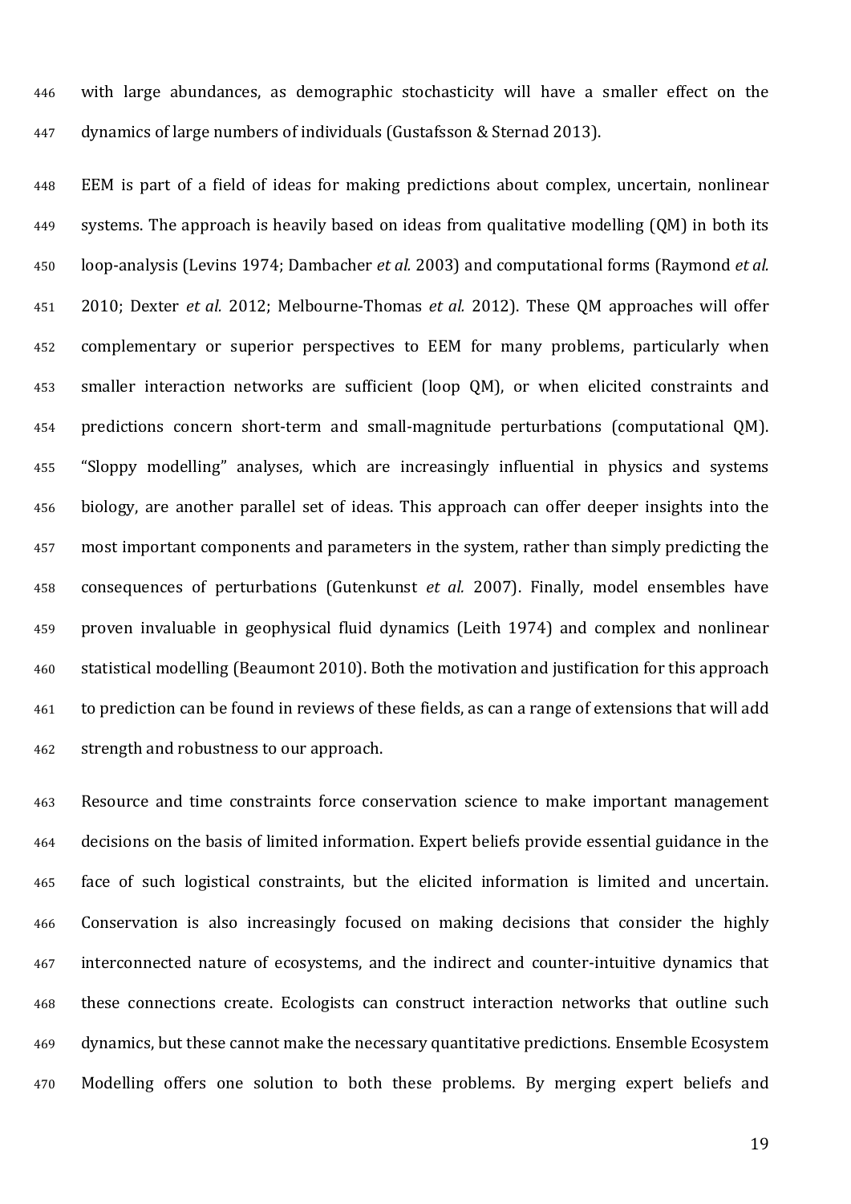with large abundances, as demographic stochasticity will have a smaller effect on the dynamics of large numbers of individuals (Gustafsson & Sternad 2013).

EEM is part of a field of ideas for making predictions about complex, uncertain, nonlinear systems. The approach is heavily based on ideas from qualitative modelling (QM) in both its loop-analysis (Levins 1974; Dambacher *et al.* 2003) and computational forms (Raymond *et al.* 2010; Dexter *et al.* 2012; Melbourne-Thomas *et al.* 2012). These QM approaches will offer complementary or superior perspectives to EEM for many problems, particularly when smaller interaction networks are sufficient (loop QM), or when elicited constraints and predictions concern short-term and small-magnitude perturbations (computational QM). "Sloppy modelling" analyses, which are increasingly influential in physics and systems biology, are another parallel set of ideas. This approach can offer deeper insights into the most important components and parameters in the system, rather than simply predicting the consequences of perturbations (Gutenkunst *et al.* 2007). Finally, model ensembles have proven invaluable in geophysical fluid dynamics (Leith 1974) and complex and nonlinear statistical modelling (Beaumont 2010). Both the motivation and justification for this approach to prediction can be found in reviews of these fields, as can a range of extensions that will add strength and robustness to our approach.

Resource and time constraints force conservation science to make important management decisions on the basis of limited information. Expert beliefs provide essential guidance in the face of such logistical constraints, but the elicited information is limited and uncertain. Conservation is also increasingly focused on making decisions that consider the highly interconnected nature of ecosystems, and the indirect and counter-intuitive dynamics that these connections create. Ecologists can construct interaction networks that outline such dynamics, but these cannot make the necessary quantitative predictions. Ensemble Ecosystem Modelling offers one solution to both these problems. By merging expert beliefs and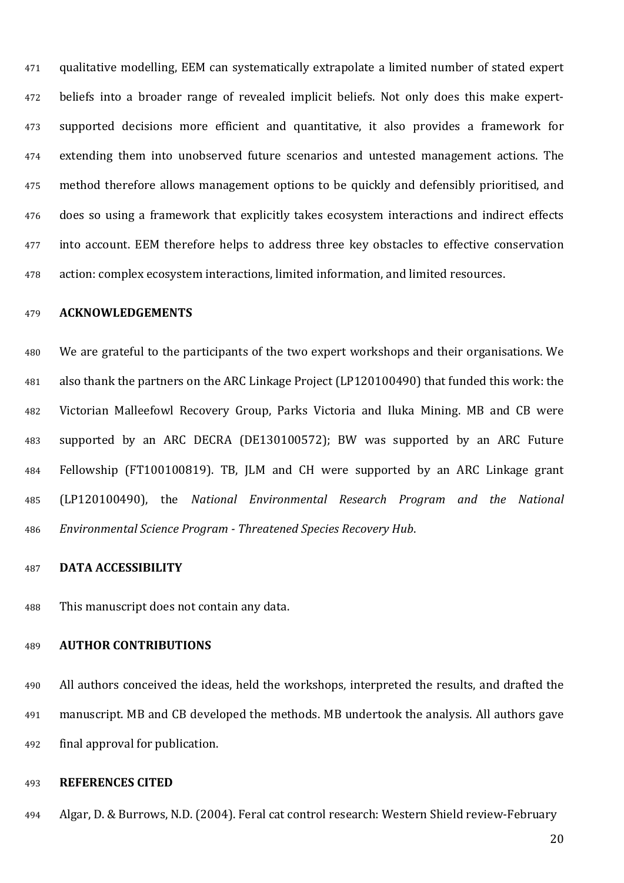qualitative modelling, EEM can systematically extrapolate a limited number of stated expert beliefs into a broader range of revealed implicit beliefs. Not only does this make expert-supported decisions more efficient and quantitative, it also provides a framework for extending them into unobserved future scenarios and untested management actions. The method therefore allows management options to be quickly and defensibly prioritised, and does so using a framework that explicitly takes ecosystem interactions and indirect effects into account. EEM therefore helps to address three key obstacles to effective conservation action: complex ecosystem interactions, limited information, and limited resources.

## ACKNOWLEDGEMENTS

We are grateful to the participants of the two expert workshops and their organisations. We also thank the partners on the ARC Linkage Project (LP120100490) that funded this work: the Victorian Malleefowl Recovery Group, Parks Victoria and Iluka Mining. MB and CB were supported by an ARC DECRA (DE130100572); BW was supported by an ARC Future Fellowship (FT100100819). TB, JLM and CH were supported by an ARC Linkage grant (LP120100490), the *National Environmental Research Program and the National Environmental Science Program - Threatened Species Recovery Hub*.

## DATA ACCESSIBILITY

This manuscript does not contain any data.

## AUTHOR CONTRIBUTIONS

All authors conceived the ideas, held the workshops, interpreted the results, and drafted the manuscript. MB and CB developed the methods. MB undertook the analysis. All authors gave final approval for publication.

## REFERENCES CITED

Algar, D. & Burrows, N.D. (2004). Feral cat control research: Western Shield review-February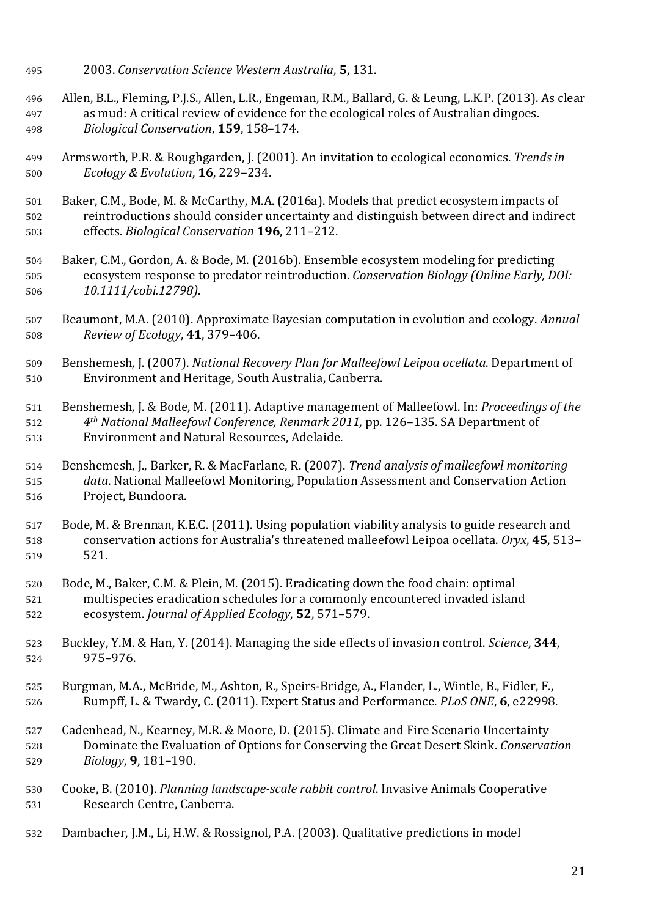2003. *Conservation Science Western Australia*, **5**, 131.

Allen, B.L., Fleming, P.J.S., Allen, L.R., Engeman, R.M., Ballard, G. & Leung, L.K.P. (2013). As clear as mud: A critical review of evidence for the ecological roles of Australian dingoes. *Biological Conservation*, **159**, 158–174.

Armsworth, P.R. & Roughgarden, J. (2001). An invitation to ecological economics. *Trends in Ecology & Evolution*, **16**, 229–234.

Baker, C.M., Bode, M. & McCarthy, M.A. (2016a). Models that predict ecosystem impacts of reintroductions should consider uncertainty and distinguish between direct and indirect effects. *Biological Conservation* **196**, 211–212.

Baker, C.M., Gordon, A. & Bode, M. (2016b). Ensemble ecosystem modeling for predicting ecosystem response to predator reintroduction. *Conservation Biology (Online Early, DOI: 10.1111/cobi.12798)*.

Beaumont, M.A. (2010). Approximate Bayesian computation in evolution and ecology. *Annual Review of Ecology*, **41**, 379–406.

Benshemesh, J. (2007). *National Recovery Plan for Malleefowl Leipoa ocellata*. Department of Environment and Heritage, South Australia, Canberra.

Benshemesh, J. & Bode, M. (2011). Adaptive management of Malleefowl. In: *Proceedings of the 4th National Malleefowl Conference, Renmark 2011,* pp. 126–135. SA Department of Environment and Natural Resources, Adelaide.

Benshemesh, J., Barker, R. & MacFarlane, R. (2007). *Trend analysis of malleefowl monitoring data*. National Malleefowl Monitoring, Population Assessment and Conservation Action Project, Bundoora.

Bode, M. & Brennan, K.E.C. (2011). Using population viability analysis to guide research and conservation actions for Australia's threatened malleefowl Leipoa ocellata. *Oryx*, **45**, 513–521.

Bode, M., Baker, C.M. & Plein, M. (2015). Eradicating down the food chain: optimal multispecies eradication schedules for a commonly encountered invaded island ecosystem. *Journal of Applied Ecology*, **52**, 571–579.

Buckley, Y.M. & Han, Y. (2014). Managing the side effects of invasion control. *Science*, **344**, 975–976.

Burgman, M.A., McBride, M., Ashton, R., Speirs-Bridge, A., Flander, L., Wintle, B., Fidler, F., Rumpff, L. & Twardy, C. (2011). Expert Status and Performance. *PLoS ONE*, **6**, e22998.

Cadenhead, N., Kearney, M.R. & Moore, D. (2015). Climate and Fire Scenario Uncertainty Dominate the Evaluation of Options for Conserving the Great Desert Skink. *Conservation Biology*, **9**, 181–190.

Cooke, B. (2010). *Planning landscape-scale rabbit control*. Invasive Animals Cooperative Research Centre, Canberra.

Dambacher, J.M., Li, H.W. & Rossignol, P.A. (2003). Qualitative predictions in model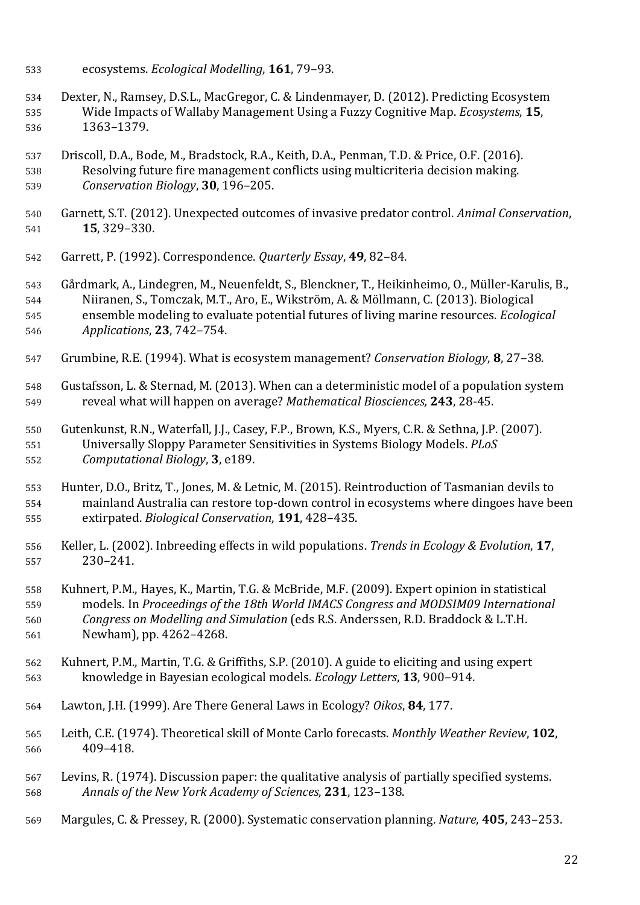ecosystems. *Ecological Modelling*, **161**, 79–93.

Dexter, N., Ramsey, D.S.L., MacGregor, C. & Lindenmayer, D. (2012). Predicting Ecosystem Wide Impacts of Wallaby Management Using a Fuzzy Cognitive Map. *Ecosystems*, **15**, 1363–1379.

Driscoll, D.A., Bode, M., Bradstock, R.A., Keith, D.A., Penman, T.D. & Price, O.F. (2016). Resolving future fire management conflicts using multicriteria decision making. *Conservation Biology*, **30**, 196–205.

Garnett, S.T. (2012). Unexpected outcomes of invasive predator control. *Animal Conservation*, **15**, 329–330.

Garrett, P. (1992). Correspondence. *Quarterly Essay*, **49**, 82–84.

Gårdmark, A., Lindegren, M., Neuenfeldt, S., Blenckner, T., Heikinheimo, O., Müller-Karulis, B., Niiranen, S., Tomczak, M.T., Aro, E., Wikström, A. & Möllmann, C. (2013). Biological ensemble modeling to evaluate potential futures of living marine resources. *Ecological Applications*, **23**, 742–754.

Grumbine, R.E. (1994). What is ecosystem management? *Conservation Biology*, **8**, 27–38.

Gustafsson, L. & Sternad, M. (2013). When can a deterministic model of a population system reveal what will happen on average? *Mathematical Biosciences,* **243**, 28-45.

Gutenkunst, R.N., Waterfall, J.J., Casey, F.P., Brown, K.S., Myers, C.R. & Sethna, J.P. (2007). Universally Sloppy Parameter Sensitivities in Systems Biology Models. *PLoS Computational Biology*, **3**, e189.

Hunter, D.O., Britz, T., Jones, M. & Letnic, M. (2015). Reintroduction of Tasmanian devils to mainland Australia can restore top-down control in ecosystems where dingoes have been extirpated. *Biological Conservation*, **191**, 428–435.

Keller, L. (2002). Inbreeding effects in wild populations. *Trends in Ecology & Evolution*, **17**, 230–241.

Kuhnert, P.M., Hayes, K., Martin, T.G. & McBride, M.F. (2009). Expert opinion in statistical models. In *Proceedings of the 18th World IMACS Congress and MODSIM09 International Congress on Modelling and Simulation* (eds R.S. Anderssen, R.D. Braddock & L.T.H. Newham), pp. 4262–4268.

Kuhnert, P.M., Martin, T.G. & Griffiths, S.P. (2010). A guide to eliciting and using expert knowledge in Bayesian ecological models. *Ecology Letters*, **13**, 900–914.

Lawton, J.H. (1999). Are There General Laws in Ecology? *Oikos*, **84**, 177.

Leith, C.E. (1974). Theoretical skill of Monte Carlo forecasts. *Monthly Weather Review*, **102**, 409–418.

Levins, R. (1974). Discussion paper: the qualitative analysis of partially specified systems. *Annals of the New York Academy of Sciences*, **231**, 123–138.

Margules, C. & Pressey, R. (2000). Systematic conservation planning. *Nature*, **405**, 243–253.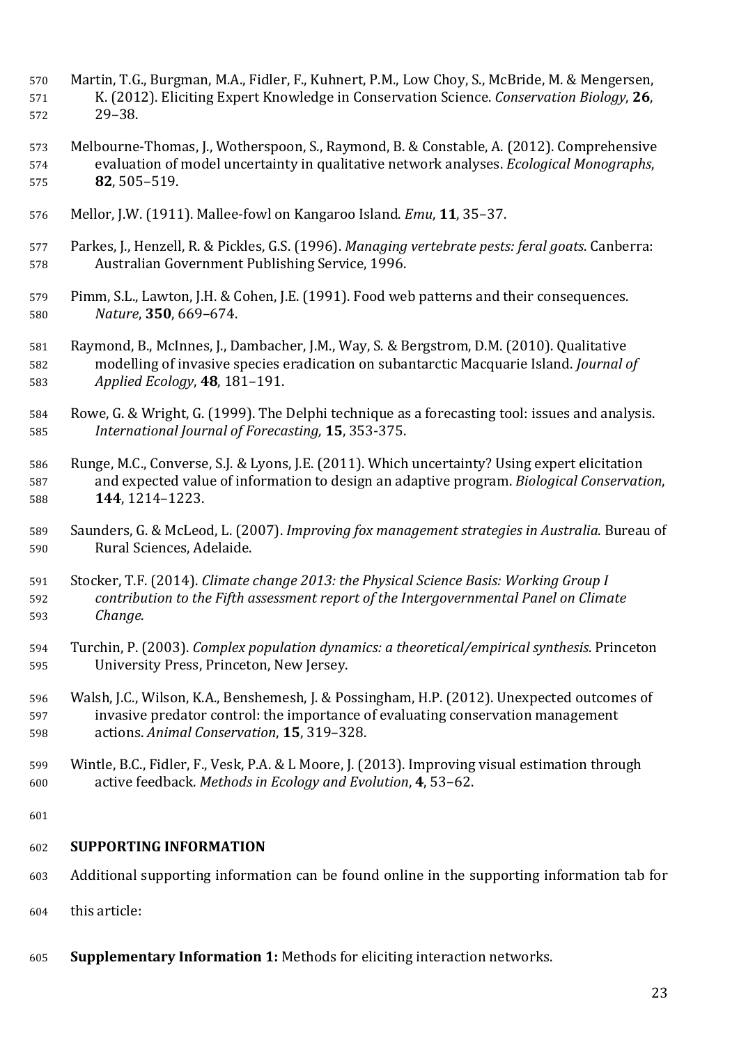Martin, T.G., Burgman, M.A., Fidler, F., Kuhnert, P.M., Low Choy, S., McBride, M. & Mengersen, K. (2012). Eliciting Expert Knowledge in Conservation Science. *Conservation Biology*, **26**, 29–38.

Melbourne-Thomas, J., Wotherspoon, S., Raymond, B. & Constable, A. (2012). Comprehensive evaluation of model uncertainty in qualitative network analyses. *Ecological Monographs*, **82**, 505–519.

Mellor, J.W. (1911). Mallee-fowl on Kangaroo Island. *Emu*, **11**, 35–37.

Parkes, J., Henzell, R. & Pickles, G.S. (1996). *Managing vertebrate pests: feral goats*. Canberra: Australian Government Publishing Service, 1996.

Pimm, S.L., Lawton, J.H. & Cohen, J.E. (1991). Food web patterns and their consequences. *Nature*, **350**, 669–674.

Raymond, B., McInnes, J., Dambacher, J.M., Way, S. & Bergstrom, D.M. (2010). Qualitative modelling of invasive species eradication on subantarctic Macquarie Island. *Journal of Applied Ecology*, **48**, 181–191.

Rowe, G. & Wright, G. (1999). The Delphi technique as a forecasting tool: issues and analysis. *International Journal of Forecasting,* **15**, 353-375.

Runge, M.C., Converse, S.J. & Lyons, J.E. (2011). Which uncertainty? Using expert elicitation and expected value of information to design an adaptive program. *Biological Conservation*, **144**, 1214–1223.

Saunders, G. & McLeod, L. (2007). *Improving fox management strategies in Australia*. Bureau of Rural Sciences, Adelaide.

Stocker, T.F. (2014). *Climate change 2013: the Physical Science Basis: Working Group I contribution to the Fifth assessment report of the Intergovernmental Panel on Climate Change*.

Turchin, P. (2003). *Complex population dynamics: a theoretical/empirical synthesis*. Princeton University Press, Princeton, New Jersey.

Walsh, J.C., Wilson, K.A., Benshemesh, J. & Possingham, H.P. (2012). Unexpected outcomes of invasive predator control: the importance of evaluating conservation management actions. *Animal Conservation*, **15**, 319–328.

Wintle, B.C., Fidler, F., Vesk, P.A. & L Moore, J. (2013). Improving visual estimation through active feedback. *Methods in Ecology and Evolution*, **4**, 53–62.

## SUPPORTING INFORMATION

Additional supporting information can be found online in the supporting information tab for this article:

**Supplementary Information 1:** Methods for eliciting interaction networks.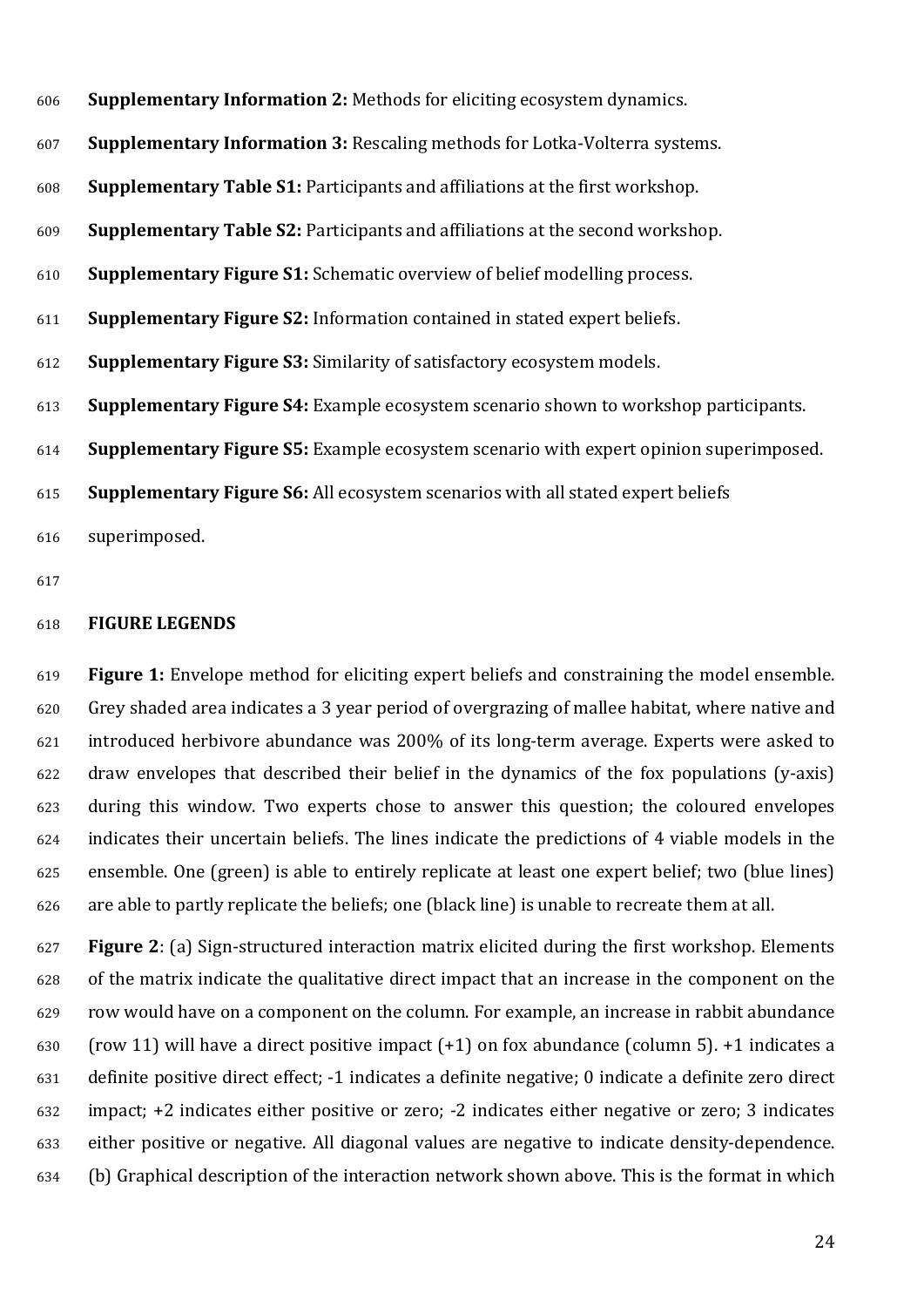**Supplementary Information 2:** Methods for eliciting ecosystem dynamics.

**Supplementary Information 3:** Rescaling methods for Lotka-Volterra systems.

**Supplementary Table S1:** Participants and affiliations at the first workshop.

**Supplementary Table S2:** Participants and affiliations at the second workshop.

**Supplementary Figure S1:** Schematic overview of belief modelling process.

**Supplementary Figure S2:** Information contained in stated expert beliefs.

**Supplementary Figure S3:** Similarity of satisfactory ecosystem models.

**Supplementary Figure S4:** Example ecosystem scenario shown to workshop participants.

**Supplementary Figure S5:** Example ecosystem scenario with expert opinion superimposed.

**Supplementary Figure S6:** All ecosystem scenarios with all stated expert beliefs superimposed.

## FIGURE LEGENDS

**Figure 1:** Envelope method for eliciting expert beliefs and constraining the model ensemble. Grey shaded area indicates a 3 year period of overgrazing of mallee habitat, where native and introduced herbivore abundance was 200% of its long-term average. Experts were asked to draw envelopes that described their belief in the dynamics of the fox populations (y-axis) during this window. Two experts chose to answer this question; the coloured envelopes indicates their uncertain beliefs. The lines indicate the predictions of 4 viable models in the ensemble. One (green) is able to entirely replicate at least one expert belief; two (blue lines) are able to partly replicate the beliefs; one (black line) is unable to recreate them at all.

**Figure 2**: (a) Sign-structured interaction matrix elicited during the first workshop. Elements of the matrix indicate the qualitative direct impact that an increase in the component on the row would have on a component on the column. For example, an increase in rabbit abundance (row 11) will have a direct positive impact (+1) on fox abundance (column 5). +1 indicates a definite positive direct effect; -1 indicates a definite negative; 0 indicate a definite zero direct impact; +2 indicates either positive or zero; -2 indicates either negative or zero; 3 indicates either positive or negative. All diagonal values are negative to indicate density-dependence. (b) Graphical description of the interaction network shown above. This is the format in which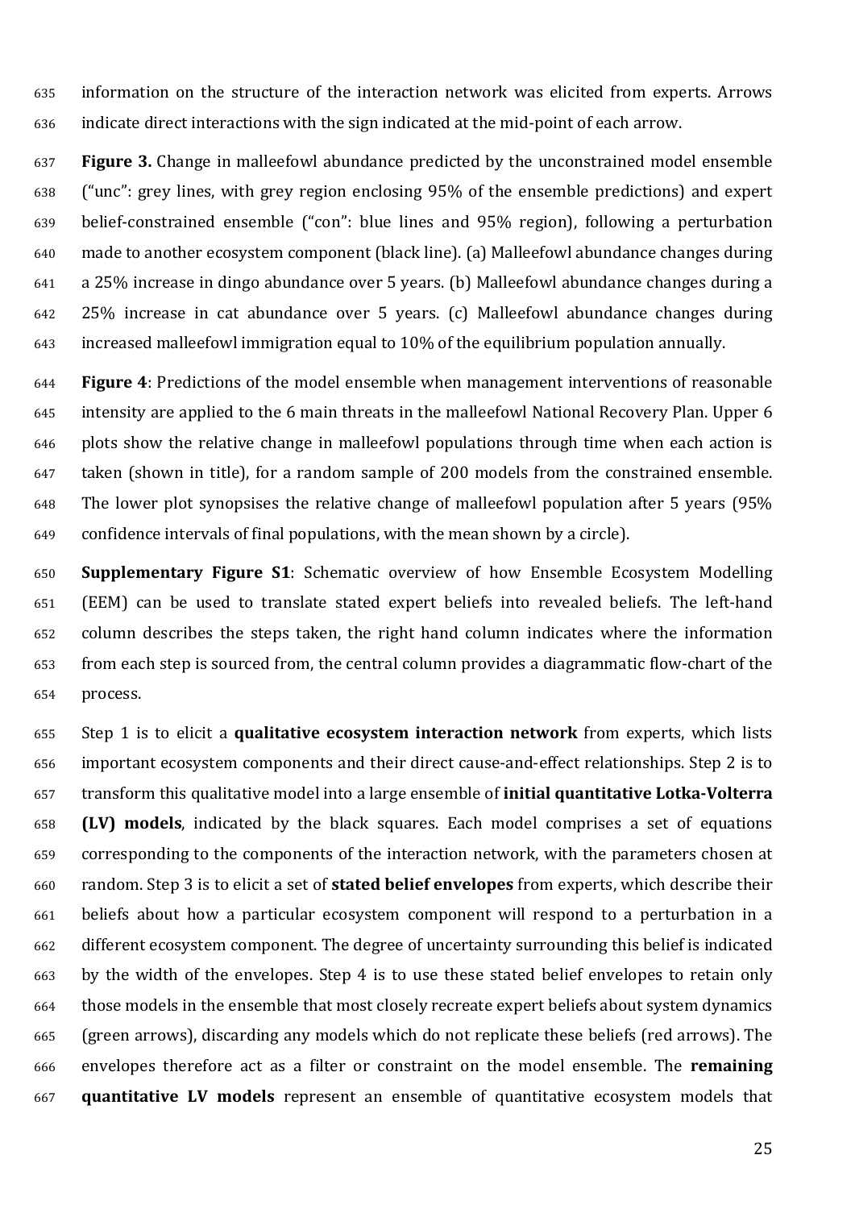information on the structure of the interaction network was elicited from experts. Arrows indicate direct interactions with the sign indicated at the mid-point of each arrow.

**Figure 3.** Change in malleefowl abundance predicted by the unconstrained model ensemble ("unc": grey lines, with grey region enclosing 95% of the ensemble predictions) and expert belief-constrained ensemble ("con": blue lines and 95% region), following a perturbation made to another ecosystem component (black line). (a) Malleefowl abundance changes during a 25% increase in dingo abundance over 5 years. (b) Malleefowl abundance changes during a 25% increase in cat abundance over 5 years. (c) Malleefowl abundance changes during increased malleefowl immigration equal to 10% of the equilibrium population annually.

**Figure 4**: Predictions of the model ensemble when management interventions of reasonable intensity are applied to the 6 main threats in the malleefowl National Recovery Plan. Upper 6 plots show the relative change in malleefowl populations through time when each action is taken (shown in title), for a random sample of 200 models from the constrained ensemble. The lower plot synopsises the relative change of malleefowl population after 5 years (95% confidence intervals of final populations, with the mean shown by a circle).

**Supplementary Figure S1**: Schematic overview of how Ensemble Ecosystem Modelling (EEM) can be used to translate stated expert beliefs into revealed beliefs. The left-hand column describes the steps taken, the right hand column indicates where the information from each step is sourced from, the central column provides a diagrammatic flow-chart of the process.

Step 1 is to elicit a **qualitative ecosystem interaction network** from experts, which lists important ecosystem components and their direct cause-and-effect relationships. Step 2 is to transform this qualitative model into a large ensemble of **initial quantitative Lotka-Volterra (LV) models**, indicated by the black squares. Each model comprises a set of equations corresponding to the components of the interaction network, with the parameters chosen at random. Step 3 is to elicit a set of **stated belief envelopes** from experts, which describe their beliefs about how a particular ecosystem component will respond to a perturbation in a different ecosystem component. The degree of uncertainty surrounding this belief is indicated by the width of the envelopes. Step 4 is to use these stated belief envelopes to retain only those models in the ensemble that most closely recreate expert beliefs about system dynamics (green arrows), discarding any models which do not replicate these beliefs (red arrows). The envelopes therefore act as a filter or constraint on the model ensemble. The **remaining quantitative LV models** represent an ensemble of quantitative ecosystem models that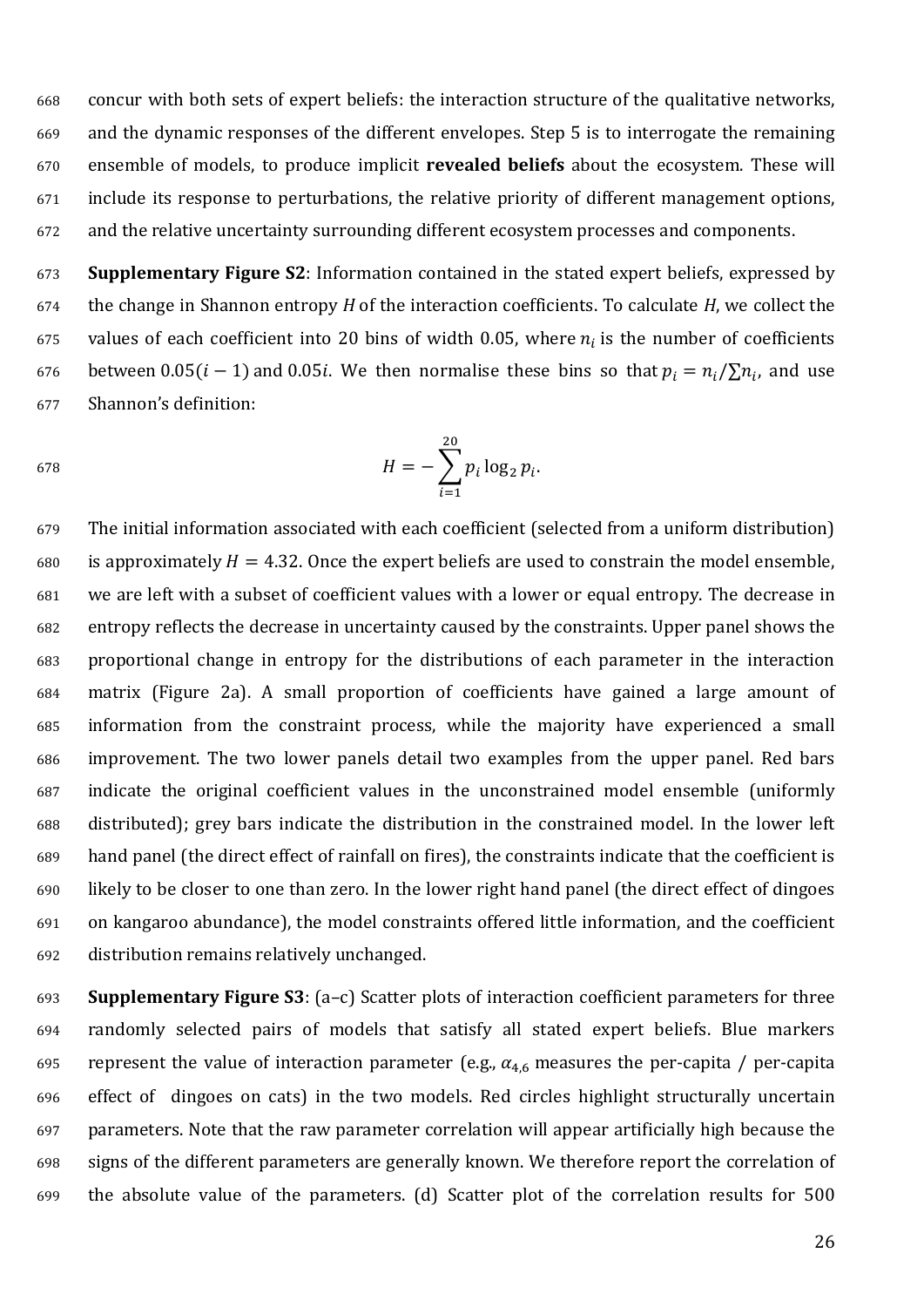concur with both sets of expert beliefs: the interaction structure of the qualitative networks, and the dynamic responses of the different envelopes. Step 5 is to interrogate the remaining ensemble of models, to produce implicit **revealed beliefs** about the ecosystem. These will include its response to perturbations, the relative priority of different management options, and the relative uncertainty surrounding different ecosystem processes and components.

**Supplementary Figure S2**: Information contained in the stated expert beliefs, expressed by the change in Shannon entropy $H$ of the interaction coefficients. To calculate $H$, we collect the values of each coefficient into 20 bins of width 0.05, where $n_i$ is the number of coefficients between $0.05(i-1)$ and $0.05i$. We then normalise these bins so that $p_i = n_i/\sum n_i$, and use Shannon's definition:

$$H = -\sum_{i=1}^{20} p_i \log_2 p_i.$$

The initial information associated with each coefficient (selected from a uniform distribution) is approximately $H = 4.32$. Once the expert beliefs are used to constrain the model ensemble, we are left with a subset of coefficient values with a lower or equal entropy. The decrease in entropy reflects the decrease in uncertainty caused by the constraints. Upper panel shows the proportional change in entropy for the distributions of each parameter in the interaction matrix (Figure 2a). A small proportion of coefficients have gained a large amount of information from the constraint process, while the majority have experienced a small improvement. The two lower panels detail two examples from the upper panel. Red bars indicate the original coefficient values in the unconstrained model ensemble (uniformly distributed); grey bars indicate the distribution in the constrained model. In the lower left hand panel (the direct effect of rainfall on fires), the constraints indicate that the coefficient is likely to be closer to one than zero. In the lower right hand panel (the direct effect of dingoes on kangaroo abundance), the model constraints offered little information, and the coefficient distribution remains relatively unchanged.

**Supplementary Figure S3**: (a–c) Scatter plots of interaction coefficient parameters for three randomly selected pairs of models that satisfy all stated expert beliefs. Blue markers represent the value of interaction parameter (e.g., $\alpha_{4,6}$ measures the per-capita / per-capita effect of dingoes on cats) in the two models. Red circles highlight structurally uncertain parameters. Note that the raw parameter correlation will appear artificially high because the signs of the different parameters are generally known. We therefore report the correlation of the absolute value of the parameters. (d) Scatter plot of the correlation results for 500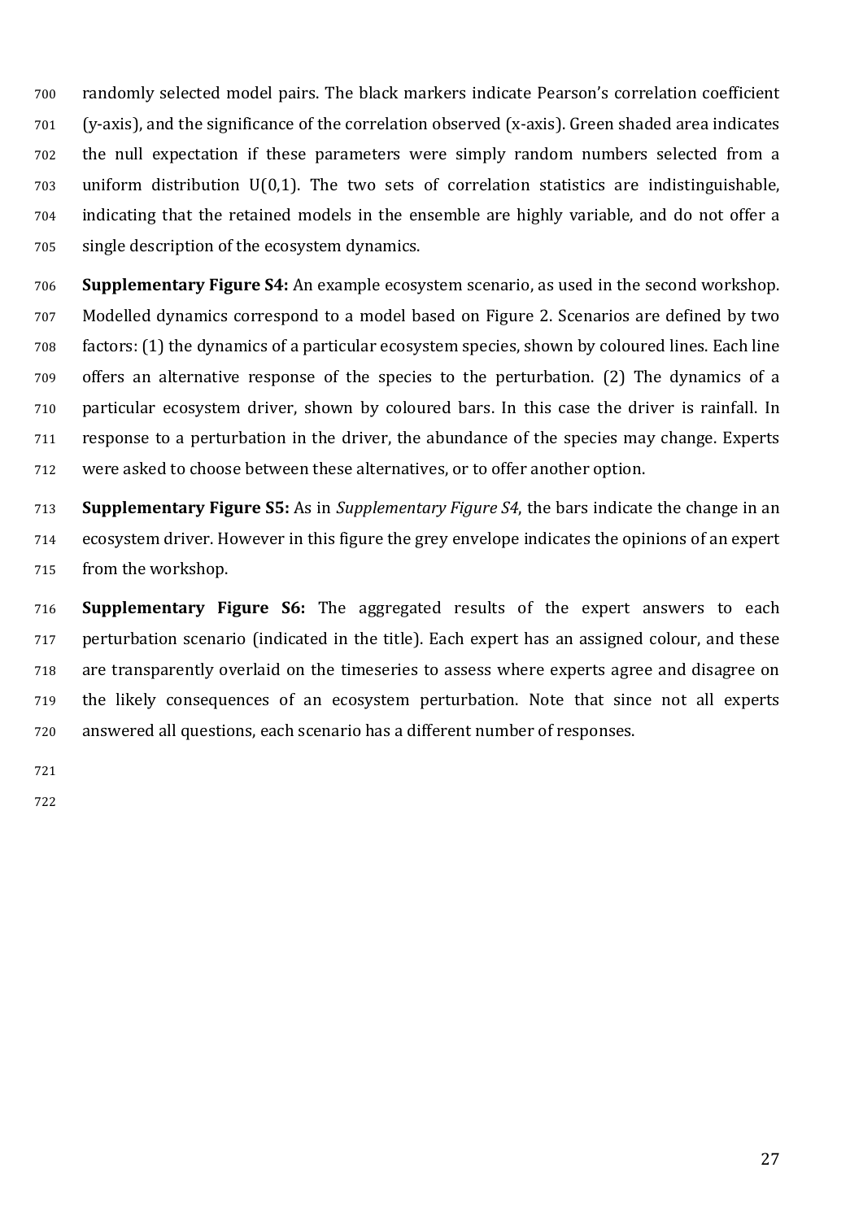randomly selected model pairs. The black markers indicate Pearson's correlation coefficient (y-axis), and the significance of the correlation observed (x-axis). Green shaded area indicates the null expectation if these parameters were simply random numbers selected from a uniform distribution U(0,1). The two sets of correlation statistics are indistinguishable, indicating that the retained models in the ensemble are highly variable, and do not offer a single description of the ecosystem dynamics.

**Supplementary Figure S4:** An example ecosystem scenario, as used in the second workshop. Modelled dynamics correspond to a model based on Figure 2. Scenarios are defined by two factors: (1) the dynamics of a particular ecosystem species, shown by coloured lines. Each line offers an alternative response of the species to the perturbation. (2) The dynamics of a particular ecosystem driver, shown by coloured bars. In this case the driver is rainfall. In response to a perturbation in the driver, the abundance of the species may change. Experts were asked to choose between these alternatives, or to offer another option.

**Supplementary Figure S5:** As in *Supplementary Figure S4*, the bars indicate the change in an ecosystem driver. However in this figure the grey envelope indicates the opinions of an expert from the workshop.

**Supplementary Figure S6:** The aggregated results of the expert answers to each perturbation scenario (indicated in the title). Each expert has an assigned colour, and these are transparently overlaid on the timeseries to assess where experts agree and disagree on the likely consequences of an ecosystem perturbation. Note that since not all experts answered all questions, each scenario has a different number of responses.